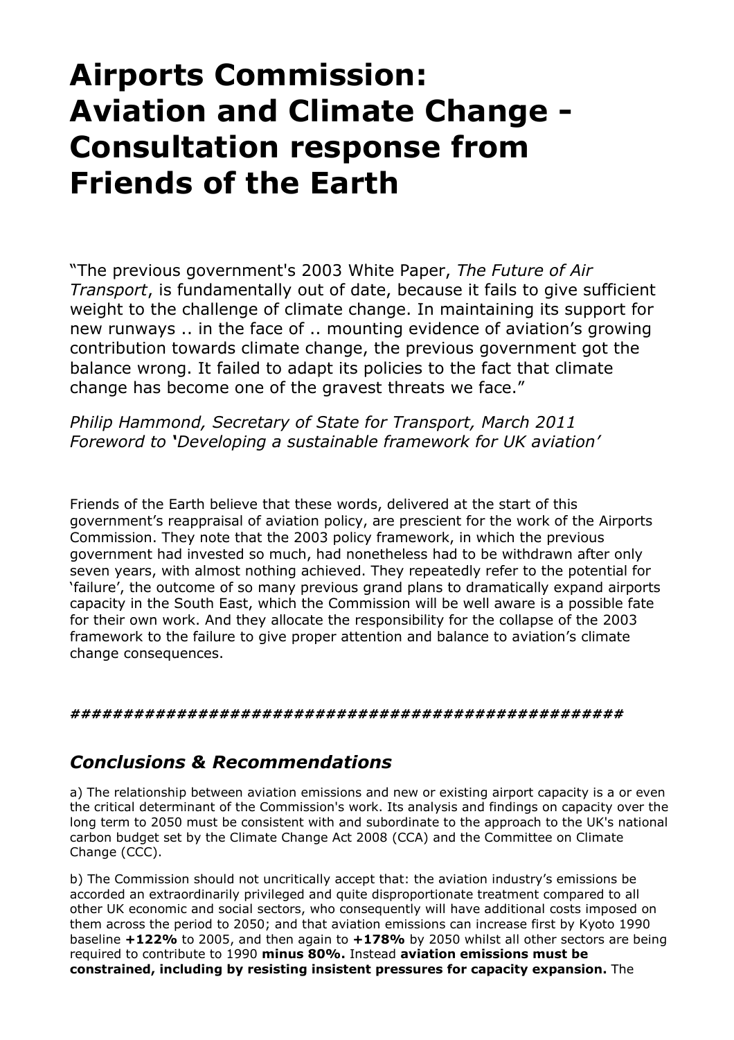# Airports Commission: Aviation and Climate Change - Consultation response from Friends of the Earth

"The previous government's 2003 White Paper, *The Future of Air Transport*, is fundamentally out of date, because it fails to give sufficient weight to the challenge of climate change. In maintaining its support for new runways .. in the face of .. mounting evidence of aviation's growing contribution towards climate change, the previous government got the balance wrong. It failed to adapt its policies to the fact that climate change has become one of the gravest threats we face."

*Philip Hammond, Secretary of State for Transport, March 2011*
*Foreword to 'Developing a sustainable framework for UK aviation'*

Friends of the Earth believe that these words, delivered at the start of this government's reappraisal of aviation policy, are prescient for the work of the Airports Commission. They note that the 2003 policy framework, in which the previous government had invested so much, had nonetheless had to be withdrawn after only seven years, with almost nothing achieved. They repeatedly refer to the potential for 'failure', the outcome of so many previous grand plans to dramatically expand airports capacity in the South East, which the Commission will be well aware is a possible fate for their own work. And they allocate the responsibility for the collapse of the 2003 framework to the failure to give proper attention and balance to aviation's climate change consequences.

***################################################***

## *Conclusions & Recommendations*

a) The relationship between aviation emissions and new or existing airport capacity is a or even the critical determinant of the Commission's work. Its analysis and findings on capacity over the long term to 2050 must be consistent with and subordinate to the approach to the UK's national carbon budget set by the Climate Change Act 2008 (CCA) and the Committee on Climate Change (CCC).

b) The Commission should not uncritically accept that: the aviation industry's emissions be accorded an extraordinarily privileged and quite disproportionate treatment compared to all other UK economic and social sectors, who consequently will have additional costs imposed on them across the period to 2050; and that aviation emissions can increase first by Kyoto 1990 baseline **+122%** to 2005, and then again to **+178%** by 2050 whilst all other sectors are being required to contribute to 1990 **minus 80%.** Instead **aviation emissions must be constrained, including by resisting insistent pressures for capacity expansion.** The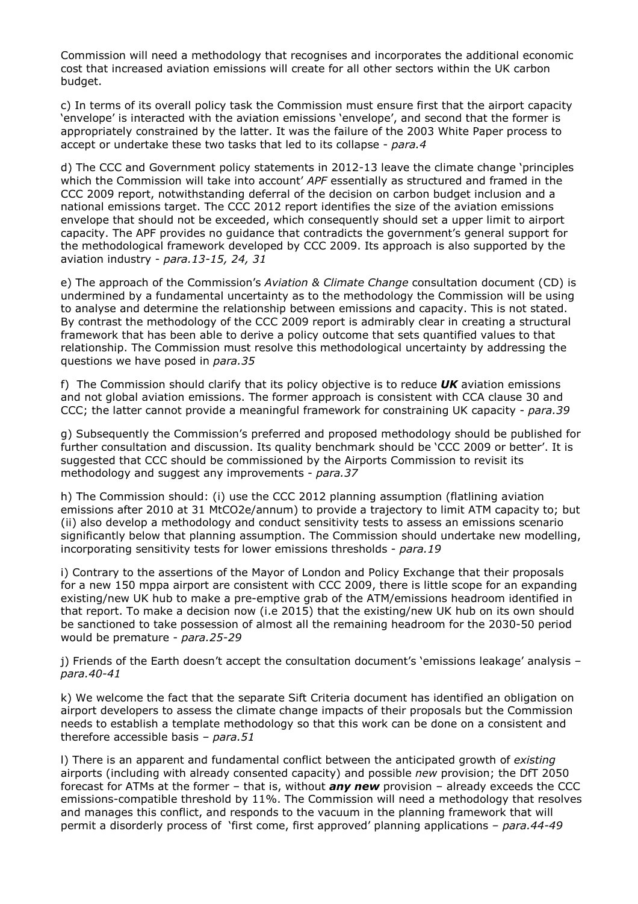Commission will need a methodology that recognises and incorporates the additional economic cost that increased aviation emissions will create for all other sectors within the UK carbon budget.

c) In terms of its overall policy task the Commission must ensure first that the airport capacity 'envelope' is interacted with the aviation emissions 'envelope', and second that the former is appropriately constrained by the latter. It was the failure of the 2003 White Paper process to accept or undertake these two tasks that led to its collapse - *para.4*

d) The CCC and Government policy statements in 2012-13 leave the climate change 'principles which the Commission will take into account' *APF* essentially as structured and framed in the CCC 2009 report, notwithstanding deferral of the decision on carbon budget inclusion and a national emissions target. The CCC 2012 report identifies the size of the aviation emissions envelope that should not be exceeded, which consequently should set a upper limit to airport capacity. The APF provides no guidance that contradicts the government's general support for the methodological framework developed by CCC 2009. Its approach is also supported by the aviation industry - *para.13-15, 24, 31*

e) The approach of the Commission's *Aviation & Climate Change* consultation document (CD) is undermined by a fundamental uncertainty as to the methodology the Commission will be using to analyse and determine the relationship between emissions and capacity. This is not stated. By contrast the methodology of the CCC 2009 report is admirably clear in creating a structural framework that has been able to derive a policy outcome that sets quantified values to that relationship. The Commission must resolve this methodological uncertainty by addressing the questions we have posed in *para.35*

f) The Commission should clarify that its policy objective is to reduce ***UK*** aviation emissions and not global aviation emissions. The former approach is consistent with CCA clause 30 and CCC; the latter cannot provide a meaningful framework for constraining UK capacity - *para.39*

g) Subsequently the Commission's preferred and proposed methodology should be published for further consultation and discussion. Its quality benchmark should be 'CCC 2009 or better'. It is suggested that CCC should be commissioned by the Airports Commission to revisit its methodology and suggest any improvements - *para.37*

h) The Commission should: (i) use the CCC 2012 planning assumption (flatlining aviation emissions after 2010 at 31 MtCO2e/annum) to provide a trajectory to limit ATM capacity to; but (ii) also develop a methodology and conduct sensitivity tests to assess an emissions scenario significantly below that planning assumption. The Commission should undertake new modelling, incorporating sensitivity tests for lower emissions thresholds - *para.19*

i) Contrary to the assertions of the Mayor of London and Policy Exchange that their proposals for a new 150 mppa airport are consistent with CCC 2009, there is little scope for an expanding existing/new UK hub to make a pre-emptive grab of the ATM/emissions headroom identified in that report. To make a decision now (i.e 2015) that the existing/new UK hub on its own should be sanctioned to take possession of almost all the remaining headroom for the 2030-50 period would be premature - *para.25-29*

j) Friends of the Earth doesn't accept the consultation document's 'emissions leakage' analysis – *para.40-41*

k) We welcome the fact that the separate Sift Criteria document has identified an obligation on airport developers to assess the climate change impacts of their proposals but the Commission needs to establish a template methodology so that this work can be done on a consistent and therefore accessible basis – *para.51*

l) There is an apparent and fundamental conflict between the anticipated growth of *existing* airports (including with already consented capacity) and possible *new* provision; the DfT 2050 forecast for ATMs at the former – that is, without ***any new*** provision – already exceeds the CCC emissions-compatible threshold by 11%. The Commission will need a methodology that resolves and manages this conflict, and responds to the vacuum in the planning framework that will permit a disorderly process of 'first come, first approved' planning applications – *para.44-49*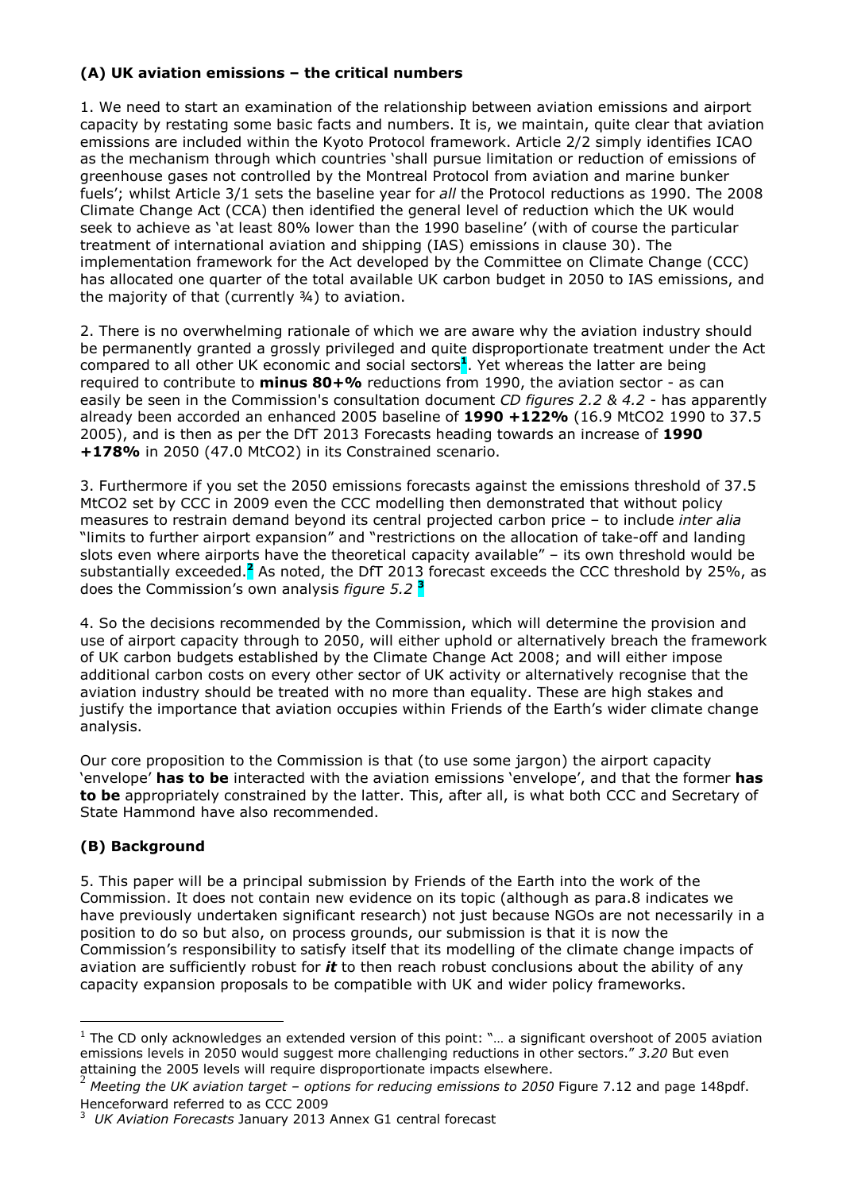### (A) UK aviation emissions – the critical numbers

1. We need to start an examination of the relationship between aviation emissions and airport capacity by restating some basic facts and numbers. It is, we maintain, quite clear that aviation emissions are included within the Kyoto Protocol framework. Article 2/2 simply identifies ICAO as the mechanism through which countries 'shall pursue limitation or reduction of emissions of greenhouse gases not controlled by the Montreal Protocol from aviation and marine bunker fuels'; whilst Article 3/1 sets the baseline year for *all* the Protocol reductions as 1990. The 2008 Climate Change Act (CCA) then identified the general level of reduction which the UK would seek to achieve as 'at least 80% lower than the 1990 baseline' (with of course the particular treatment of international aviation and shipping (IAS) emissions in clause 30). The implementation framework for the Act developed by the Committee on Climate Change (CCC) has allocated one quarter of the total available UK carbon budget in 2050 to IAS emissions, and the majority of that (currently ¾) to aviation.

2. There is no overwhelming rationale of which we are aware why the aviation industry should be permanently granted a grossly privileged and quite disproportionate treatment under the Act compared to all other UK economic and social sectors[1]. Yet whereas the latter are being required to contribute to **minus 80+%** reductions from 1990, the aviation sector - as can easily be seen in the Commission's consultation document *CD figures 2.2 & 4.2* - has apparently already been accorded an enhanced 2005 baseline of **1990 +122%** (16.9 MtCO2 1990 to 37.5 2005), and is then as per the DfT 2013 Forecasts heading towards an increase of **1990 +178%** in 2050 (47.0 MtCO2) in its Constrained scenario.

3. Furthermore if you set the 2050 emissions forecasts against the emissions threshold of 37.5 MtCO2 set by CCC in 2009 even the CCC modelling then demonstrated that without policy measures to restrain demand beyond its central projected carbon price – to include *inter alia* "limits to further airport expansion" and "restrictions on the allocation of take-off and landing slots even where airports have the theoretical capacity available" – its own threshold would be substantially exceeded.[2] As noted, the DfT 2013 forecast exceeds the CCC threshold by 25%, as does the Commission's own analysis *figure 5.2* [3]

4. So the decisions recommended by the Commission, which will determine the provision and use of airport capacity through to 2050, will either uphold or alternatively breach the framework of UK carbon budgets established by the Climate Change Act 2008; and will either impose additional carbon costs on every other sector of UK activity or alternatively recognise that the aviation industry should be treated with no more than equality. These are high stakes and justify the importance that aviation occupies within Friends of the Earth's wider climate change analysis.

Our core proposition to the Commission is that (to use some jargon) the airport capacity 'envelope' **has to be** interacted with the aviation emissions 'envelope', and that the former **has to be** appropriately constrained by the latter. This, after all, is what both CCC and Secretary of State Hammond have also recommended.

### (B) Background

5. This paper will be a principal submission by Friends of the Earth into the work of the Commission. It does not contain new evidence on its topic (although as para.8 indicates we have previously undertaken significant research) not just because NGOs are not necessarily in a position to do so but also, on process grounds, our submission is that it is now the Commission's responsibility to satisfy itself that its modelling of the climate change impacts of aviation are sufficiently robust for ***it*** to then reach robust conclusions about the ability of any capacity expansion proposals to be compatible with UK and wider policy frameworks.

---

[1] The CD only acknowledges an extended version of this point: "… a significant overshoot of 2005 aviation emissions levels in 2050 would suggest more challenging reductions in other sectors." *3.20* But even attaining the 2005 levels will require disproportionate impacts elsewhere.

[2] *Meeting the UK aviation target – options for reducing emissions to 2050* Figure 7.12 and page 148pdf. Henceforward referred to as CCC 2009

[3] *UK Aviation Forecasts* January 2013 Annex G1 central forecast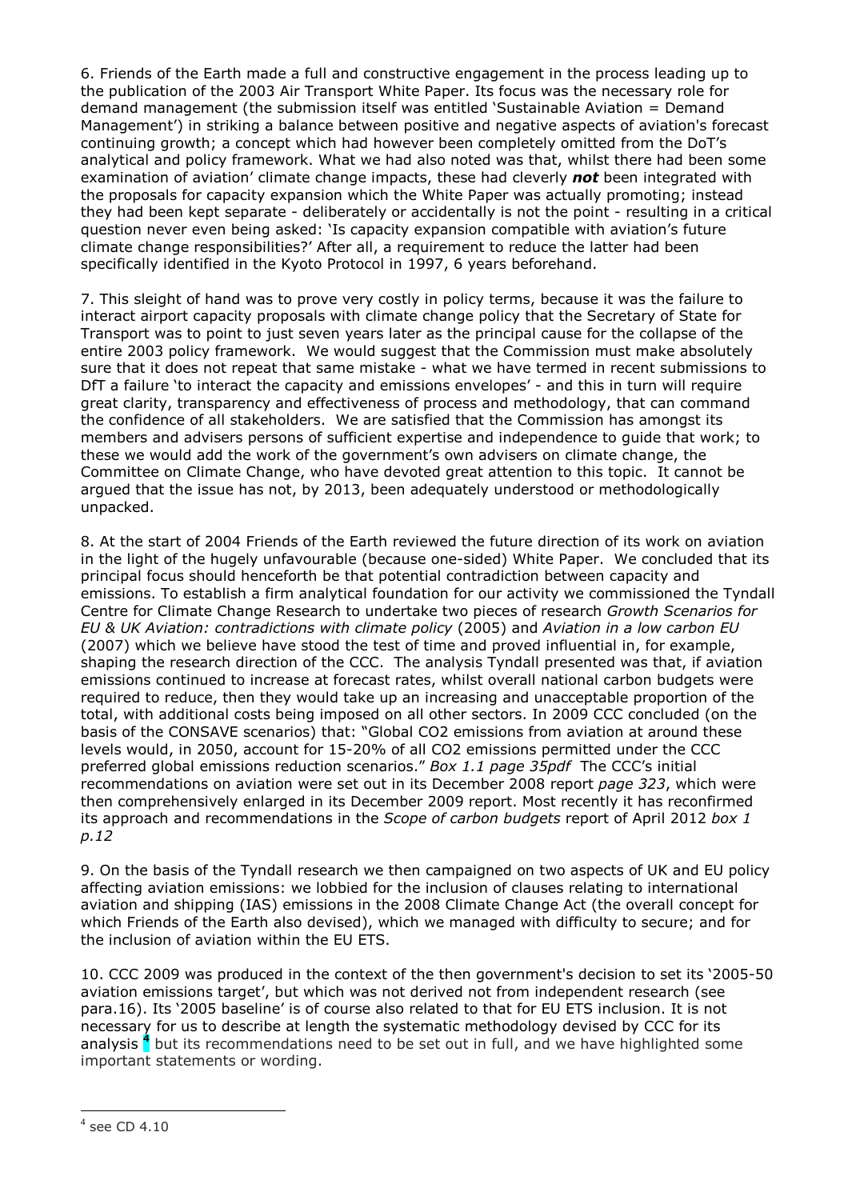6. Friends of the Earth made a full and constructive engagement in the process leading up to the publication of the 2003 Air Transport White Paper. Its focus was the necessary role for demand management (the submission itself was entitled 'Sustainable Aviation = Demand Management') in striking a balance between positive and negative aspects of aviation's forecast continuing growth; a concept which had however been completely omitted from the DoT's analytical and policy framework. What we had also noted was that, whilst there had been some examination of aviation' climate change impacts, these had cleverly ***not*** been integrated with the proposals for capacity expansion which the White Paper was actually promoting; instead they had been kept separate - deliberately or accidentally is not the point - resulting in a critical question never even being asked: 'Is capacity expansion compatible with aviation's future climate change responsibilities?' After all, a requirement to reduce the latter had been specifically identified in the Kyoto Protocol in 1997, 6 years beforehand.

7. This sleight of hand was to prove very costly in policy terms, because it was the failure to interact airport capacity proposals with climate change policy that the Secretary of State for Transport was to point to just seven years later as the principal cause for the collapse of the entire 2003 policy framework. We would suggest that the Commission must make absolutely sure that it does not repeat that same mistake - what we have termed in recent submissions to DfT a failure 'to interact the capacity and emissions envelopes' - and this in turn will require great clarity, transparency and effectiveness of process and methodology, that can command the confidence of all stakeholders. We are satisfied that the Commission has amongst its members and advisers persons of sufficient expertise and independence to guide that work; to these we would add the work of the government's own advisers on climate change, the Committee on Climate Change, who have devoted great attention to this topic. It cannot be argued that the issue has not, by 2013, been adequately understood or methodologically unpacked.

8. At the start of 2004 Friends of the Earth reviewed the future direction of its work on aviation in the light of the hugely unfavourable (because one-sided) White Paper. We concluded that its principal focus should henceforth be that potential contradiction between capacity and emissions. To establish a firm analytical foundation for our activity we commissioned the Tyndall Centre for Climate Change Research to undertake two pieces of research *Growth Scenarios for EU & UK Aviation: contradictions with climate policy* (2005) and *Aviation in a low carbon EU* (2007) which we believe have stood the test of time and proved influential in, for example, shaping the research direction of the CCC. The analysis Tyndall presented was that, if aviation emissions continued to increase at forecast rates, whilst overall national carbon budgets were required to reduce, then they would take up an increasing and unacceptable proportion of the total, with additional costs being imposed on all other sectors. In 2009 CCC concluded (on the basis of the CONSAVE scenarios) that: "Global $CO_2$ emissions from aviation at around these levels would, in 2050, account for 15-20% of all $CO_2$ emissions permitted under the CCC preferred global emissions reduction scenarios." *Box 1.1 page 35pdf* The CCC's initial recommendations on aviation were set out in its December 2008 report *page 323*, which were then comprehensively enlarged in its December 2009 report. Most recently it has reconfirmed its approach and recommendations in the *Scope of carbon budgets* report of April 2012 *box 1 p.12*

9. On the basis of the Tyndall research we then campaigned on two aspects of UK and EU policy affecting aviation emissions: we lobbied for the inclusion of clauses relating to international aviation and shipping (IAS) emissions in the 2008 Climate Change Act (the overall concept for which Friends of the Earth also devised), which we managed with difficulty to secure; and for the inclusion of aviation within the EU ETS.

10. CCC 2009 was produced in the context of the then government's decision to set its '2005-50 aviation emissions target', but which was not derived not from independent research (see para.16). Its '2005 baseline' is of course also related to that for EU ETS inclusion. It is not necessary for us to describe at length the systematic methodology devised by CCC for its analysis [4] but its recommendations need to be set out in full, and we have highlighted some important statements or wording.

[4] see CD 4.10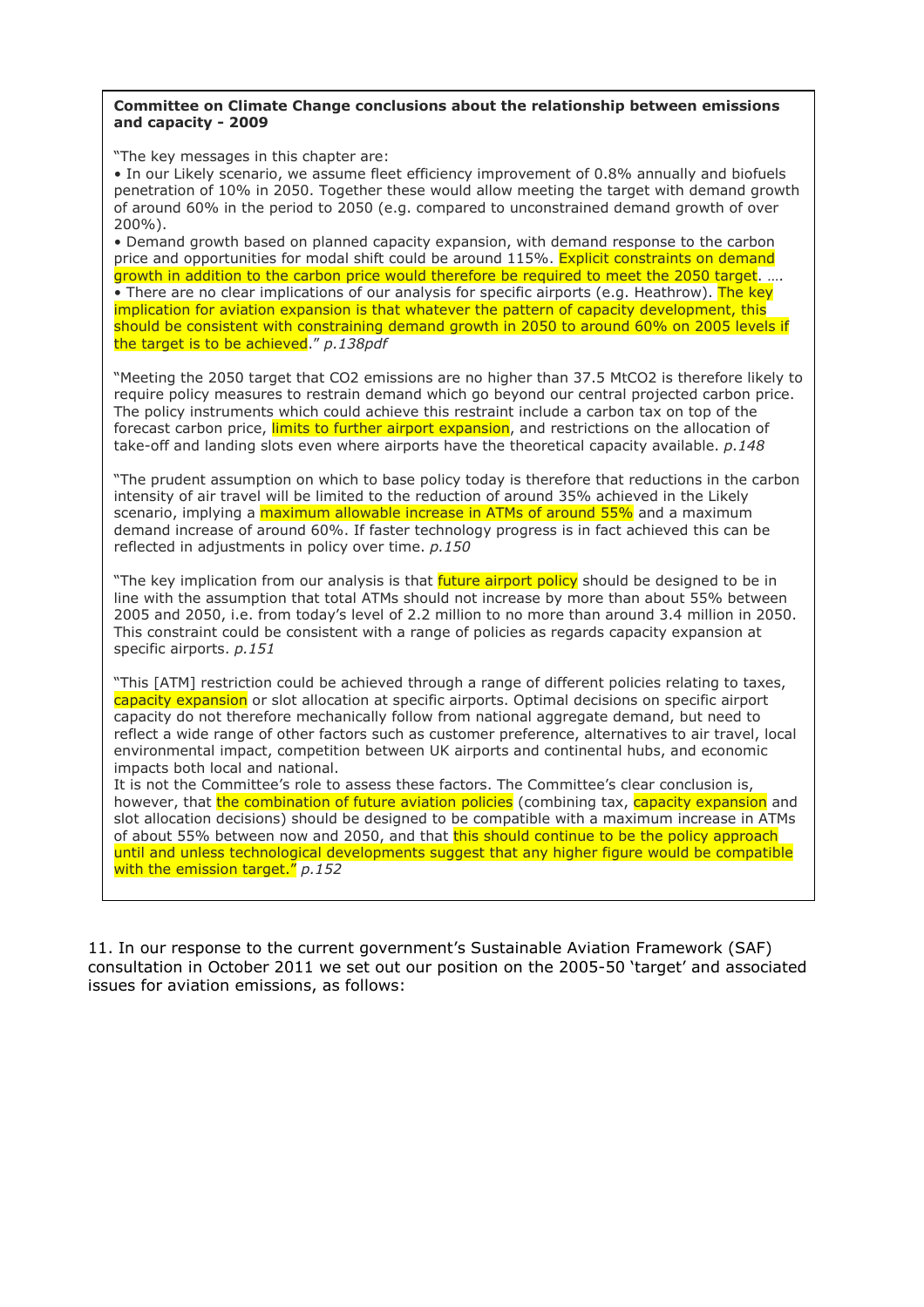**Committee on Climate Change conclusions about the relationship between emissions and capacity - 2009**

"The key messages in this chapter are:

- In our Likely scenario, we assume fleet efficiency improvement of 0.8% annually and biofuels penetration of 10% in 2050. Together these would allow meeting the target with demand growth of around 60% in the period to 2050 (e.g. compared to unconstrained demand growth of over 200%).
- Demand growth based on planned capacity expansion, with demand response to the carbon price and opportunities for modal shift could be around 115%. Explicit constraints on demand growth in addition to the carbon price would therefore be required to meet the 2050 target. ….
- There are no clear implications of our analysis for specific airports (e.g. Heathrow). The key implication for aviation expansion is that whatever the pattern of capacity development, this should be consistent with constraining demand growth in 2050 to around 60% on 2005 levels if the target is to be achieved." *p.138pdf*

"Meeting the 2050 target that $CO_2$ emissions are no higher than 37.5 $MtCO_2$ is therefore likely to require policy measures to restrain demand which go beyond our central projected carbon price. The policy instruments which could achieve this restraint include a carbon tax on top of the forecast carbon price, limits to further airport expansion, and restrictions on the allocation of take-off and landing slots even where airports have the theoretical capacity available. *p.148*

"The prudent assumption on which to base policy today is therefore that reductions in the carbon intensity of air travel will be limited to the reduction of around 35% achieved in the Likely scenario, implying a maximum allowable increase in ATMs of around 55% and a maximum demand increase of around 60%. If faster technology progress is in fact achieved this can be reflected in adjustments in policy over time. *p.150*

"The key implication from our analysis is that future airport policy should be designed to be in line with the assumption that total ATMs should not increase by more than about 55% between 2005 and 2050, i.e. from today's level of 2.2 million to no more than around 3.4 million in 2050. This constraint could be consistent with a range of policies as regards capacity expansion at specific airports. *p.151*

"This [ATM] restriction could be achieved through a range of different policies relating to taxes, capacity expansion or slot allocation at specific airports. Optimal decisions on specific airport capacity do not therefore mechanically follow from national aggregate demand, but need to reflect a wide range of other factors such as customer preference, alternatives to air travel, local environmental impact, competition between UK airports and continental hubs, and economic impacts both local and national.

It is not the Committee's role to assess these factors. The Committee's clear conclusion is, however, that the combination of future aviation policies (combining tax, capacity expansion and slot allocation decisions) should be designed to be compatible with a maximum increase in ATMs of about 55% between now and 2050, and that this should continue to be the policy approach until and unless technological developments suggest that any higher figure would be compatible with the emission target." *p.152*

11. In our response to the current government's Sustainable Aviation Framework (SAF) consultation in October 2011 we set out our position on the 2005-50 'target' and associated issues for aviation emissions, as follows: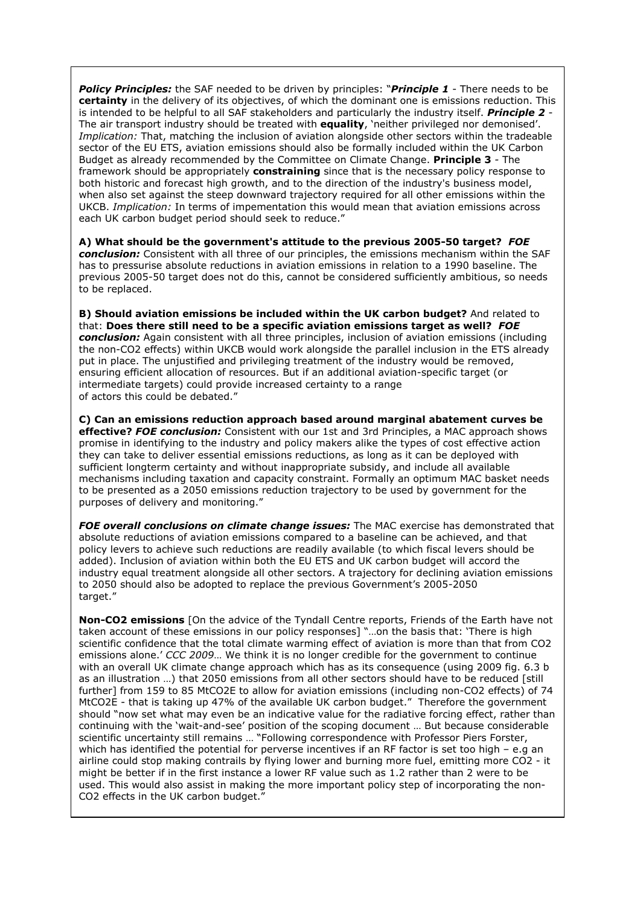***Policy Principles:*** the SAF needed to be driven by principles: "***Principle 1*** - There needs to be **certainty** in the delivery of its objectives, of which the dominant one is emissions reduction. This is intended to be helpful to all SAF stakeholders and particularly the industry itself. ***Principle 2*** - The air transport industry should be treated with **equality**, 'neither privileged nor demonised'. *Implication:* That, matching the inclusion of aviation alongside other sectors within the tradeable sector of the EU ETS, aviation emissions should also be formally included within the UK Carbon Budget as already recommended by the Committee on Climate Change. **Principle 3** - The framework should be appropriately **constraining** since that is the necessary policy response to both historic and forecast high growth, and to the direction of the industry's business model, when also set against the steep downward trajectory required for all other emissions within the UKCB. *Implication:* In terms of impementation this would mean that aviation emissions across each UK carbon budget period should seek to reduce."

**A) What should be the government's attitude to the previous 2005-50 target?** ***FOE conclusion:*** Consistent with all three of our principles, the emissions mechanism within the SAF has to pressurise absolute reductions in aviation emissions in relation to a 1990 baseline. The previous 2005-50 target does not do this, cannot be considered sufficiently ambitious, so needs to be replaced.

**B) Should aviation emissions be included within the UK carbon budget?** And related to that: **Does there still need to be a specific aviation emissions target as well?** ***FOE conclusion:*** Again consistent with all three principles, inclusion of aviation emissions (including the non-CO2 effects) within UKCB would work alongside the parallel inclusion in the ETS already put in place. The unjustified and privileging treatment of the industry would be removed, ensuring efficient allocation of resources. But if an additional aviation-specific target (or intermediate targets) could provide increased certainty to a range of actors this could be debated."

**C) Can an emissions reduction approach based around marginal abatement curves be effective?** ***FOE conclusion:*** Consistent with our 1st and 3rd Principles, a MAC approach shows promise in identifying to the industry and policy makers alike the types of cost effective action they can take to deliver essential emissions reductions, as long as it can be deployed with sufficient longterm certainty and without inappropriate subsidy, and include all available mechanisms including taxation and capacity constraint. Formally an optimum MAC basket needs to be presented as a 2050 emissions reduction trajectory to be used by government for the purposes of delivery and monitoring."

***FOE overall conclusions on climate change issues:*** The MAC exercise has demonstrated that absolute reductions of aviation emissions compared to a baseline can be achieved, and that policy levers to achieve such reductions are readily available (to which fiscal levers should be added). Inclusion of aviation within both the EU ETS and UK carbon budget will accord the industry equal treatment alongside all other sectors. A trajectory for declining aviation emissions to 2050 should also be adopted to replace the previous Government's 2005-2050 target."

**Non-CO2 emissions** [On the advice of the Tyndall Centre reports, Friends of the Earth have not taken account of these emissions in our policy responses] "…on the basis that: 'There is high scientific confidence that the total climate warming effect of aviation is more than that from CO2 emissions alone.' *CCC 2009*… We think it is no longer credible for the government to continue with an overall UK climate change approach which has as its consequence (using 2009 fig. 6.3 b as an illustration …) that 2050 emissions from all other sectors should have to be reduced [still further] from 159 to 85 MtCO2E to allow for aviation emissions (including non-CO2 effects) of 74 MtCO2E - that is taking up 47% of the available UK carbon budget." Therefore the government should "now set what may even be an indicative value for the radiative forcing effect, rather than continuing with the 'wait-and-see' position of the scoping document … But because considerable scientific uncertainty still remains … "Following correspondence with Professor Piers Forster, which has identified the potential for perverse incentives if an RF factor is set too high – e.g an airline could stop making contrails by flying lower and burning more fuel, emitting more CO2 - it might be better if in the first instance a lower RF value such as 1.2 rather than 2 were to be used. This would also assist in making the more important policy step of incorporating the non-CO2 effects in the UK carbon budget."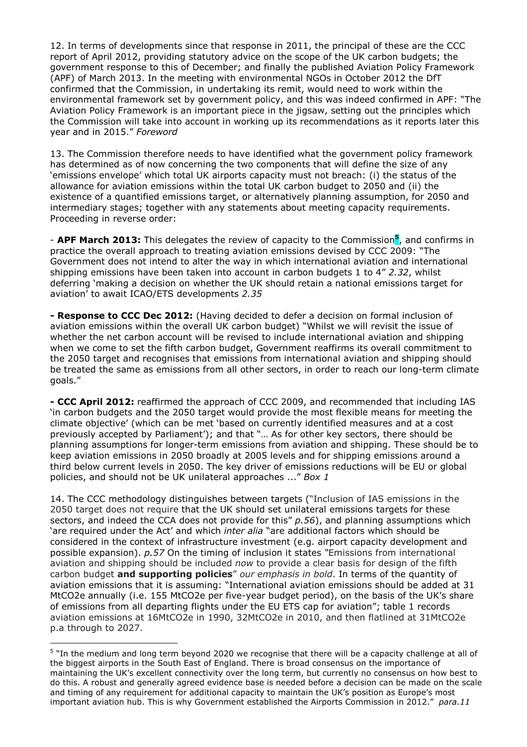12. In terms of developments since that response in 2011, the principal of these are the CCC report of April 2012, providing statutory advice on the scope of the UK carbon budgets; the government response to this of December; and finally the published Aviation Policy Framework (APF) of March 2013. In the meeting with environmental NGOs in October 2012 the DfT confirmed that the Commission, in undertaking its remit, would need to work within the environmental framework set by government policy, and this was indeed confirmed in APF: "The Aviation Policy Framework is an important piece in the jigsaw, setting out the principles which the Commission will take into account in working up its recommendations as it reports later this year and in 2015." *Foreword*

13. The Commission therefore needs to have identified what the government policy framework has determined as of now concerning the two components that will define the size of any 'emissions envelope' which total UK airports capacity must not breach: (i) the status of the allowance for aviation emissions within the total UK carbon budget to 2050 and (ii) the existence of a quantified emissions target, or alternatively planning assumption, for 2050 and intermediary stages; together with any statements about meeting capacity requirements. Proceeding in reverse order:

- **APF March 2013:** This delegates the review of capacity to the Commission[5], and confirms in practice the overall approach to treating aviation emissions devised by CCC 2009: "The Government does not intend to alter the way in which international aviation and international shipping emissions have been taken into account in carbon budgets 1 to 4" *2.32*, whilst deferring 'making a decision on whether the UK should retain a national emissions target for aviation' to await ICAO/ETS developments *2.35*

**- Response to CCC Dec 2012:** (Having decided to defer a decision on formal inclusion of aviation emissions within the overall UK carbon budget) "Whilst we will revisit the issue of whether the net carbon account will be revised to include international aviation and shipping when we come to set the fifth carbon budget, Government reaffirms its overall commitment to the 2050 target and recognises that emissions from international aviation and shipping should be treated the same as emissions from all other sectors, in order to reach our long-term climate goals."

**- CCC April 2012:** reaffirmed the approach of CCC 2009, and recommended that including IAS 'in carbon budgets and the 2050 target would provide the most flexible means for meeting the climate objective' (which can be met 'based on currently identified measures and at a cost previously accepted by Parliament'); and that "… As for other key sectors, there should be planning assumptions for longer-term emissions from aviation and shipping. These should be to keep aviation emissions in 2050 broadly at 2005 levels and for shipping emissions around a third below current levels in 2050. The key driver of emissions reductions will be EU or global policies, and should not be UK unilateral approaches ..." *Box 1*

14. The CCC methodology distinguishes between targets ("Inclusion of IAS emissions in the 2050 target does not require that the UK should set unilateral emissions targets for these sectors, and indeed the CCA does not provide for this" *p.56*), and planning assumptions which 'are required under the Act' and which *inter alia* "are additional factors which should be considered in the context of infrastructure investment (e.g. airport capacity development and possible expansion). *p.57* On the timing of inclusion it states "Emissions from international aviation and shipping should be included *now* to provide a clear basis for design of the fifth carbon budget **and supporting policies**" *our emphasis in bold*. In terms of the quantity of aviation emissions that it is assuming: "International aviation emissions should be added at 31 MtCO2e annually (i.e. 155 MtCO2e per five-year budget period), on the basis of the UK's share of emissions from all departing flights under the EU ETS cap for aviation"; table 1 records aviation emissions at 16MtCO2e in 1990, 32MtCO2e in 2010, and then flatlined at 31MtCO2e p.a through to 2027.

---

[5] "In the medium and long term beyond 2020 we recognise that there will be a capacity challenge at all of the biggest airports in the South East of England. There is broad consensus on the importance of maintaining the UK's excellent connectivity over the long term, but currently no consensus on how best to do this. A robust and generally agreed evidence base is needed before a decision can be made on the scale and timing of any requirement for additional capacity to maintain the UK's position as Europe's most important aviation hub. This is why Government established the Airports Commission in 2012." *para.11*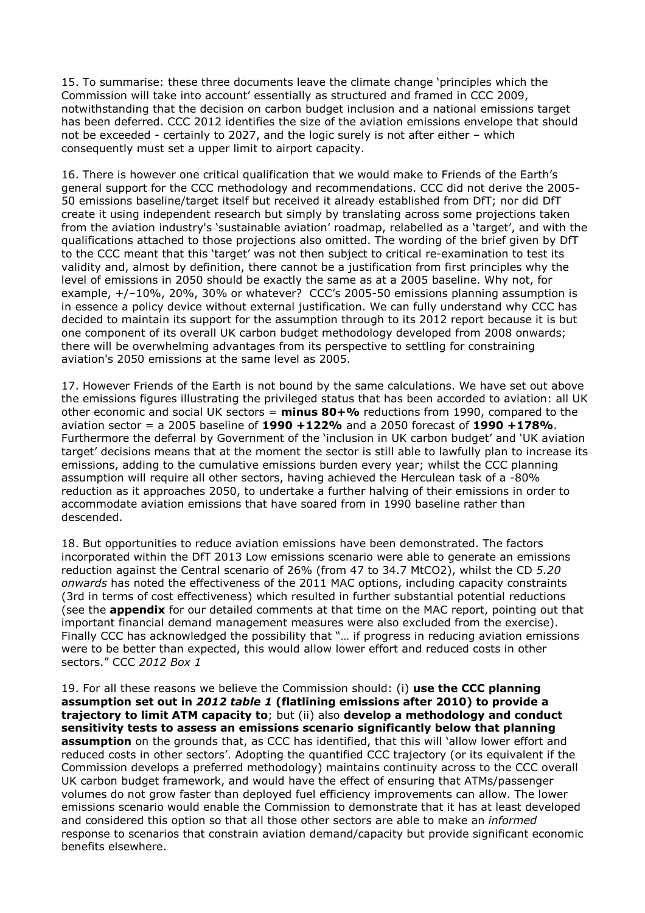15. To summarise: these three documents leave the climate change 'principles which the Commission will take into account' essentially as structured and framed in CCC 2009, notwithstanding that the decision on carbon budget inclusion and a national emissions target has been deferred. CCC 2012 identifies the size of the aviation emissions envelope that should not be exceeded - certainly to 2027, and the logic surely is not after either – which consequently must set a upper limit to airport capacity.

16. There is however one critical qualification that we would make to Friends of the Earth's general support for the CCC methodology and recommendations. CCC did not derive the 2005-50 emissions baseline/target itself but received it already established from DfT; nor did DfT create it using independent research but simply by translating across some projections taken from the aviation industry's 'sustainable aviation' roadmap, relabelled as a 'target', and with the qualifications attached to those projections also omitted. The wording of the brief given by DfT to the CCC meant that this 'target' was not then subject to critical re-examination to test its validity and, almost by definition, there cannot be a justification from first principles why the level of emissions in 2050 should be exactly the same as at a 2005 baseline. Why not, for example, +/–10%, 20%, 30% or whatever? CCC's 2005-50 emissions planning assumption is in essence a policy device without external justification. We can fully understand why CCC has decided to maintain its support for the assumption through to its 2012 report because it is but one component of its overall UK carbon budget methodology developed from 2008 onwards; there will be overwhelming advantages from its perspective to settling for constraining aviation's 2050 emissions at the same level as 2005.

17. However Friends of the Earth is not bound by the same calculations. We have set out above the emissions figures illustrating the privileged status that has been accorded to aviation: all UK other economic and social UK sectors = **minus 80+%** reductions from 1990, compared to the aviation sector = a 2005 baseline of **1990 +122%** and a 2050 forecast of **1990 +178%**. Furthermore the deferral by Government of the 'inclusion in UK carbon budget' and 'UK aviation target' decisions means that at the moment the sector is still able to lawfully plan to increase its emissions, adding to the cumulative emissions burden every year; whilst the CCC planning assumption will require all other sectors, having achieved the Herculean task of a -80% reduction as it approaches 2050, to undertake a further halving of their emissions in order to accommodate aviation emissions that have soared from in 1990 baseline rather than descended.

18. But opportunities to reduce aviation emissions have been demonstrated. The factors incorporated within the DfT 2013 Low emissions scenario were able to generate an emissions reduction against the Central scenario of 26% (from 47 to 34.7 MtCO2), whilst the CD *5.20 onwards* has noted the effectiveness of the 2011 MAC options, including capacity constraints (3rd in terms of cost effectiveness) which resulted in further substantial potential reductions (see the **appendix** for our detailed comments at that time on the MAC report, pointing out that important financial demand management measures were also excluded from the exercise). Finally CCC has acknowledged the possibility that "… if progress in reducing aviation emissions were to be better than expected, this would allow lower effort and reduced costs in other sectors." CCC *2012 Box 1*

19. For all these reasons we believe the Commission should: (i) **use the CCC planning assumption set out in *2012 table 1* (flatlining emissions after 2010) to provide a trajectory to limit ATM capacity to**; but (ii) also **develop a methodology and conduct sensitivity tests to assess an emissions scenario significantly below that planning assumption** on the grounds that, as CCC has identified, that this will 'allow lower effort and reduced costs in other sectors'. Adopting the quantified CCC trajectory (or its equivalent if the Commission develops a preferred methodology) maintains continuity across to the CCC overall UK carbon budget framework, and would have the effect of ensuring that ATMs/passenger volumes do not grow faster than deployed fuel efficiency improvements can allow. The lower emissions scenario would enable the Commission to demonstrate that it has at least developed and considered this option so that all those other sectors are able to make an *informed* response to scenarios that constrain aviation demand/capacity but provide significant economic benefits elsewhere.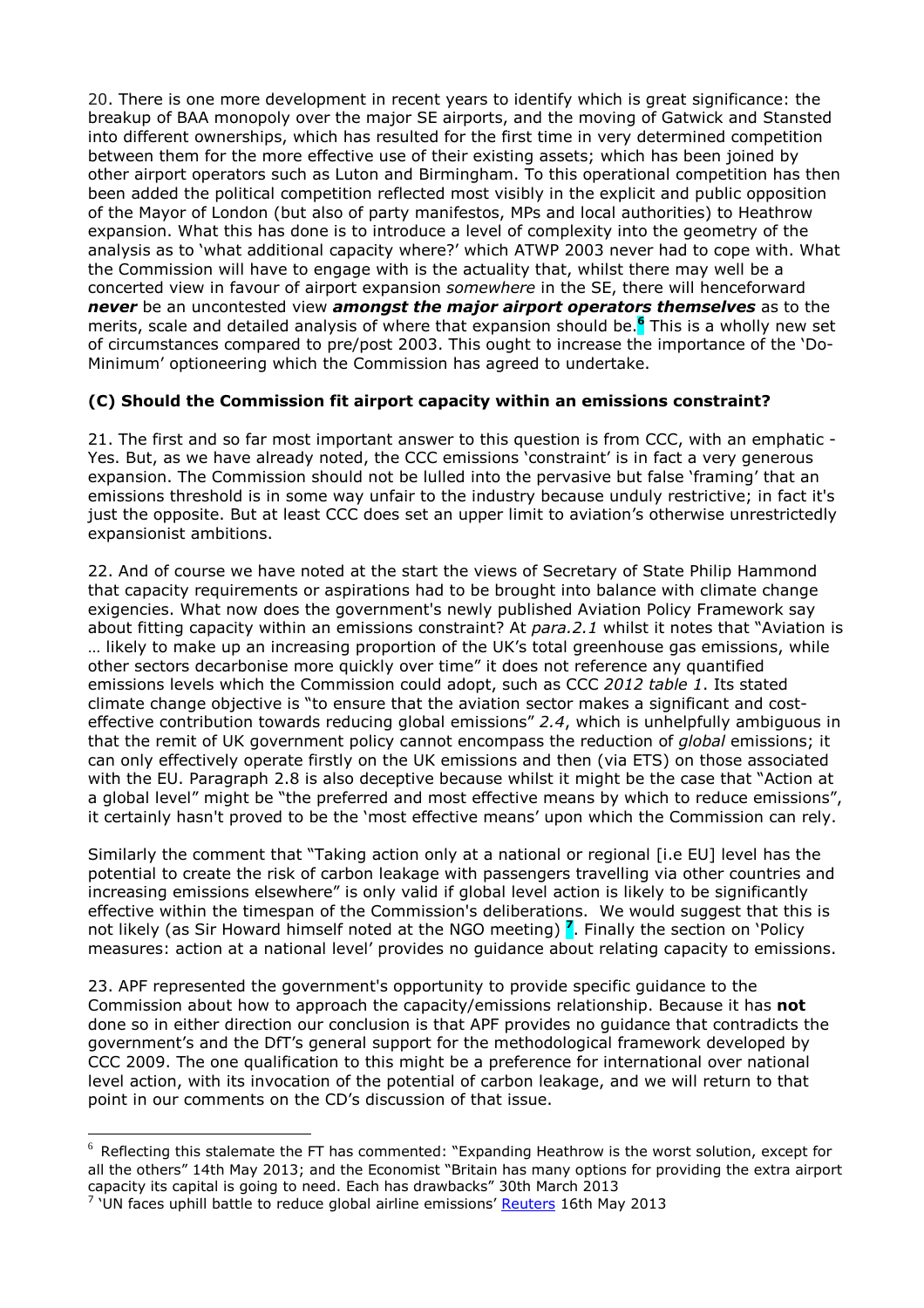20. There is one more development in recent years to identify which is great significance: the breakup of BAA monopoly over the major SE airports, and the moving of Gatwick and Stansted into different ownerships, which has resulted for the first time in very determined competition between them for the more effective use of their existing assets; which has been joined by other airport operators such as Luton and Birmingham. To this operational competition has then been added the political competition reflected most visibly in the explicit and public opposition of the Mayor of London (but also of party manifestos, MPs and local authorities) to Heathrow expansion. What this has done is to introduce a level of complexity into the geometry of the analysis as to 'what additional capacity where?' which ATWP 2003 never had to cope with. What the Commission will have to engage with is the actuality that, whilst there may well be a concerted view in favour of airport expansion *somewhere* in the SE, there will henceforward ***never*** be an uncontested view ***amongst the major airport operators themselves*** as to the merits, scale and detailed analysis of where that expansion should be.[6] This is a wholly new set of circumstances compared to pre/post 2003. This ought to increase the importance of the 'Do-Minimum' optioneering which the Commission has agreed to undertake.

### (C) Should the Commission fit airport capacity within an emissions constraint?

21. The first and so far most important answer to this question is from CCC, with an emphatic - Yes. But, as we have already noted, the CCC emissions 'constraint' is in fact a very generous expansion. The Commission should not be lulled into the pervasive but false 'framing' that an emissions threshold is in some way unfair to the industry because unduly restrictive; in fact it's just the opposite. But at least CCC does set an upper limit to aviation's otherwise unrestrictedly expansionist ambitions.

22. And of course we have noted at the start the views of Secretary of State Philip Hammond that capacity requirements or aspirations had to be brought into balance with climate change exigencies. What now does the government's newly published Aviation Policy Framework say about fitting capacity within an emissions constraint? At *para.2.1* whilst it notes that "Aviation is … likely to make up an increasing proportion of the UK's total greenhouse gas emissions, while other sectors decarbonise more quickly over time" it does not reference any quantified emissions levels which the Commission could adopt, such as CCC *2012 table 1*. Its stated climate change objective is "to ensure that the aviation sector makes a significant and cost-effective contribution towards reducing global emissions" *2.4*, which is unhelpfully ambiguous in that the remit of UK government policy cannot encompass the reduction of *global* emissions; it can only effectively operate firstly on the UK emissions and then (via ETS) on those associated with the EU. Paragraph 2.8 is also deceptive because whilst it might be the case that "Action at a global level" might be "the preferred and most effective means by which to reduce emissions", it certainly hasn't proved to be the 'most effective means' upon which the Commission can rely.

Similarly the comment that "Taking action only at a national or regional [i.e EU] level has the potential to create the risk of carbon leakage with passengers travelling via other countries and increasing emissions elsewhere" is only valid if global level action is likely to be significantly effective within the timespan of the Commission's deliberations. We would suggest that this is not likely (as Sir Howard himself noted at the NGO meeting) [7]. Finally the section on 'Policy measures: action at a national level' provides no guidance about relating capacity to emissions.

23. APF represented the government's opportunity to provide specific guidance to the Commission about how to approach the capacity/emissions relationship. Because it has **not** done so in either direction our conclusion is that APF provides no guidance that contradicts the government's and the DfT's general support for the methodological framework developed by CCC 2009. The one qualification to this might be a preference for international over national level action, with its invocation of the potential of carbon leakage, and we will return to that point in our comments on the CD's discussion of that issue.

---

[6] Reflecting this stalemate the FT has commented: "Expanding Heathrow is the worst solution, except for all the others" 14th May 2013; and the Economist "Britain has many options for providing the extra airport capacity its capital is going to need. Each has drawbacks" 30th March 2013

[7] 'UN faces uphill battle to reduce global airline emissions' Reuters 16th May 2013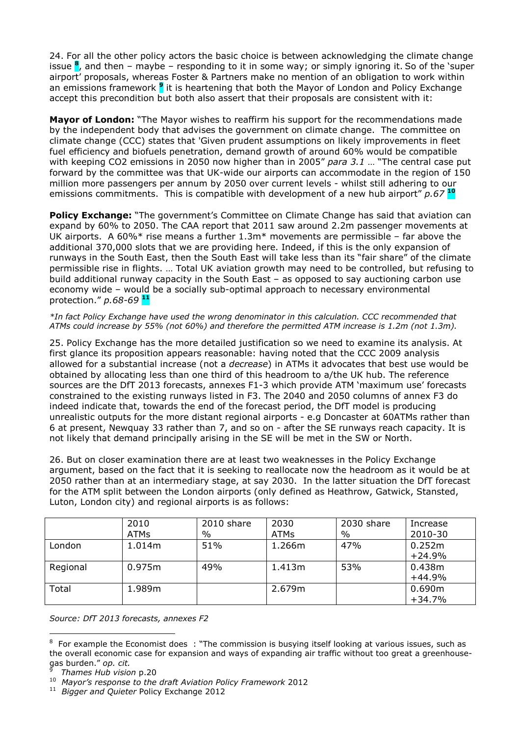24. For all the other policy actors the basic choice is between acknowledging the climate change issue [8], and then – maybe – responding to it in some way; or simply ignoring it. So of the 'super airport' proposals, whereas Foster & Partners make no mention of an obligation to work within an emissions framework [9] it is heartening that both the Mayor of London and Policy Exchange accept this precondition but both also assert that their proposals are consistent with it:

**Mayor of London:** "The Mayor wishes to reaffirm his support for the recommendations made by the independent body that advises the government on climate change. The committee on climate change (CCC) states that 'Given prudent assumptions on likely improvements in fleet fuel efficiency and biofuels penetration, demand growth of around 60% would be compatible with keeping CO2 emissions in 2050 now higher than in 2005" *para 3.1* … "The central case put forward by the committee was that UK-wide our airports can accommodate in the region of 150 million more passengers per annum by 2050 over current levels - whilst still adhering to our emissions commitments. This is compatible with development of a new hub airport" *p.67* [10]

**Policy Exchange:** "The government's Committee on Climate Change has said that aviation can expand by 60% to 2050. The CAA report that 2011 saw around 2.2m passenger movements at UK airports. A 60%* rise means a further 1.3m* movements are permissible – far above the additional 370,000 slots that we are providing here. Indeed, if this is the only expansion of runways in the South East, then the South East will take less than its "fair share" of the climate permissible rise in flights. … Total UK aviation growth may need to be controlled, but refusing to build additional runway capacity in the South East – as opposed to say auctioning carbon use economy wide – would be a socially sub-optimal approach to necessary environmental protection." *p.68-69* [11]

*\*In fact Policy Exchange have used the wrong denominator in this calculation. CCC recommended that ATMs could increase by 55% (not 60%) and therefore the permitted ATM increase is 1.2m (not 1.3m).*

25. Policy Exchange has the more detailed justification so we need to examine its analysis. At first glance its proposition appears reasonable: having noted that the CCC 2009 analysis allowed for a substantial increase (not a *decrease*) in ATMs it advocates that best use would be obtained by allocating less than one third of this headroom to a/the UK hub. The reference sources are the DfT 2013 forecasts, annexes F1-3 which provide ATM 'maximum use' forecasts constrained to the existing runways listed in F3. The 2040 and 2050 columns of annex F3 do indeed indicate that, towards the end of the forecast period, the DfT model is producing unrealistic outputs for the more distant regional airports - e.g Doncaster at 60ATMs rather than 6 at present, Newquay 33 rather than 7, and so on - after the SE runways reach capacity. It is not likely that demand principally arising in the SE will be met in the SW or North.

26. But on closer examination there are at least two weaknesses in the Policy Exchange argument, based on the fact that it is seeking to reallocate now the headroom as it would be at 2050 rather than at an intermediary stage, at say 2030. In the latter situation the DfT forecast for the ATM split between the London airports (only defined as Heathrow, Gatwick, Stansted, Luton, London city) and regional airports is as follows:

| | 2010 ATMs | 2010 share % | 2030 ATMs | 2030 share % | Increase 2010-30 |
|---|---|---|---|---|---|
| London | 1.014m | 51% | 1.266m | 47% | 0.252m +24.9% |
| Regional | 0.975m | 49% | 1.413m | 53% | 0.438m +44.9% |
| Total | 1.989m | | 2.679m | | 0.690m +34.7% |

*Source: DfT 2013 forecasts, annexes F2*

---

[8] For example the Economist does : "The commission is busying itself looking at various issues, such as the overall economic case for expansion and ways of expanding air traffic without too great a greenhouse-gas burden." *op. cit.*

[9] *Thames Hub vision* p.20

[10] *Mayor's response to the draft Aviation Policy Framework* 2012

[11] *Bigger and Quieter* Policy Exchange 2012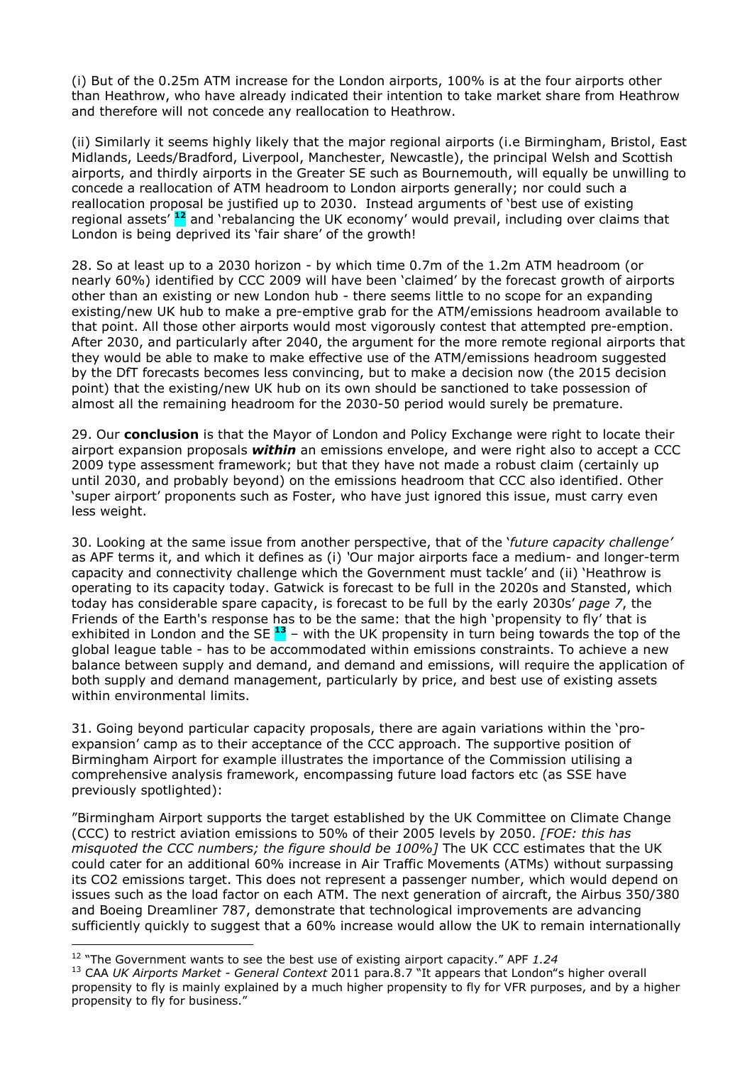(i) But of the 0.25m ATM increase for the London airports, 100% is at the four airports other than Heathrow, who have already indicated their intention to take market share from Heathrow and therefore will not concede any reallocation to Heathrow.

(ii) Similarly it seems highly likely that the major regional airports (i.e Birmingham, Bristol, East Midlands, Leeds/Bradford, Liverpool, Manchester, Newcastle), the principal Welsh and Scottish airports, and thirdly airports in the Greater SE such as Bournemouth, will equally be unwilling to concede a reallocation of ATM headroom to London airports generally; nor could such a reallocation proposal be justified up to 2030. Instead arguments of 'best use of existing regional assets' [12] and 'rebalancing the UK economy' would prevail, including over claims that London is being deprived its 'fair share' of the growth!

28. So at least up to a 2030 horizon - by which time 0.7m of the 1.2m ATM headroom (or nearly 60%) identified by CCC 2009 will have been 'claimed' by the forecast growth of airports other than an existing or new London hub - there seems little to no scope for an expanding existing/new UK hub to make a pre-emptive grab for the ATM/emissions headroom available to that point. All those other airports would most vigorously contest that attempted pre-emption. After 2030, and particularly after 2040, the argument for the more remote regional airports that they would be able to make to make effective use of the ATM/emissions headroom suggested by the DfT forecasts becomes less convincing, but to make a decision now (the 2015 decision point) that the existing/new UK hub on its own should be sanctioned to take possession of almost all the remaining headroom for the 2030-50 period would surely be premature.

29. Our **conclusion** is that the Mayor of London and Policy Exchange were right to locate their airport expansion proposals ***within*** an emissions envelope, and were right also to accept a CCC 2009 type assessment framework; but that they have not made a robust claim (certainly up until 2030, and probably beyond) on the emissions headroom that CCC also identified. Other 'super airport' proponents such as Foster, who have just ignored this issue, must carry even less weight.

30. Looking at the same issue from another perspective, that of the '*future capacity challenge'* as APF terms it, and which it defines as (i) 'Our major airports face a medium- and longer-term capacity and connectivity challenge which the Government must tackle' and (ii) 'Heathrow is operating to its capacity today. Gatwick is forecast to be full in the 2020s and Stansted, which today has considerable spare capacity, is forecast to be full by the early 2030s' *page 7*, the Friends of the Earth's response has to be the same: that the high 'propensity to fly' that is exhibited in London and the SE [13] – with the UK propensity in turn being towards the top of the global league table - has to be accommodated within emissions constraints. To achieve a new balance between supply and demand, and demand and emissions, will require the application of both supply and demand management, particularly by price, and best use of existing assets within environmental limits.

31. Going beyond particular capacity proposals, there are again variations within the 'pro-expansion' camp as to their acceptance of the CCC approach. The supportive position of Birmingham Airport for example illustrates the importance of the Commission utilising a comprehensive analysis framework, encompassing future load factors etc (as SSE have previously spotlighted):

"Birmingham Airport supports the target established by the UK Committee on Climate Change (CCC) to restrict aviation emissions to 50% of their 2005 levels by 2050. *[FOE: this has misquoted the CCC numbers; the figure should be 100%]* The UK CCC estimates that the UK could cater for an additional 60% increase in Air Traffic Movements (ATMs) without surpassing its CO2 emissions target. This does not represent a passenger number, which would depend on issues such as the load factor on each ATM. The next generation of aircraft, the Airbus 350/380 and Boeing Dreamliner 787, demonstrate that technological improvements are advancing sufficiently quickly to suggest that a 60% increase would allow the UK to remain internationally

---

[12] "The Government wants to see the best use of existing airport capacity." APF *1.24*

[13] CAA *UK Airports Market - General Context* 2011 para.8.7 "It appears that London"s higher overall propensity to fly is mainly explained by a much higher propensity to fly for VFR purposes, and by a higher propensity to fly for business."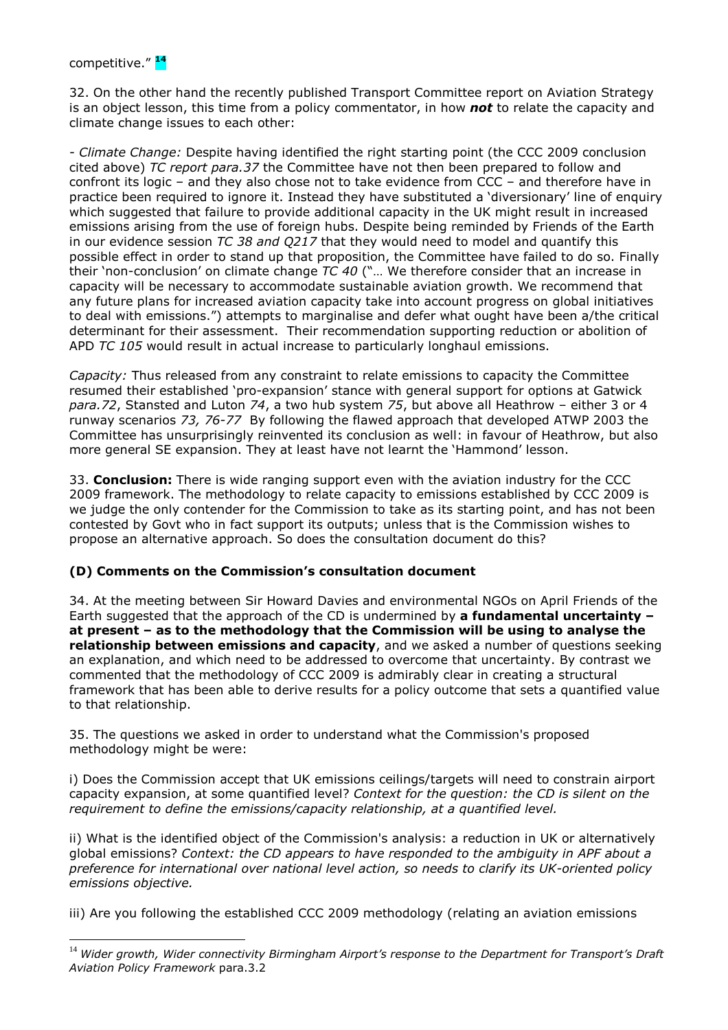competitive." [14]

32. On the other hand the recently published Transport Committee report on Aviation Strategy is an object lesson, this time from a policy commentator, in how ***not*** to relate the capacity and climate change issues to each other:

- *Climate Change:* Despite having identified the right starting point (the CCC 2009 conclusion cited above) *TC report para.37* the Committee have not then been prepared to follow and confront its logic – and they also chose not to take evidence from CCC – and therefore have in practice been required to ignore it. Instead they have substituted a 'diversionary' line of enquiry which suggested that failure to provide additional capacity in the UK might result in increased emissions arising from the use of foreign hubs. Despite being reminded by Friends of the Earth in our evidence session *TC 38 and Q217* that they would need to model and quantify this possible effect in order to stand up that proposition, the Committee have failed to do so. Finally their 'non-conclusion' on climate change *TC 40* ("… We therefore consider that an increase in capacity will be necessary to accommodate sustainable aviation growth. We recommend that any future plans for increased aviation capacity take into account progress on global initiatives to deal with emissions.") attempts to marginalise and defer what ought have been a/the critical determinant for their assessment. Their recommendation supporting reduction or abolition of APD *TC 105* would result in actual increase to particularly longhaul emissions.

*Capacity:* Thus released from any constraint to relate emissions to capacity the Committee resumed their established 'pro-expansion' stance with general support for options at Gatwick *para.72*, Stansted and Luton *74*, a two hub system *75*, but above all Heathrow – either 3 or 4 runway scenarios *73, 76-77* By following the flawed approach that developed ATWP 2003 the Committee has unsurprisingly reinvented its conclusion as well: in favour of Heathrow, but also more general SE expansion. They at least have not learnt the 'Hammond' lesson.

33. **Conclusion:** There is wide ranging support even with the aviation industry for the CCC 2009 framework. The methodology to relate capacity to emissions established by CCC 2009 is we judge the only contender for the Commission to take as its starting point, and has not been contested by Govt who in fact support its outputs; unless that is the Commission wishes to propose an alternative approach. So does the consultation document do this?

### (D) Comments on the Commission's consultation document

34. At the meeting between Sir Howard Davies and environmental NGOs on April Friends of the Earth suggested that the approach of the CD is undermined by **a fundamental uncertainty – at present – as to the methodology that the Commission will be using to analyse the relationship between emissions and capacity**, and we asked a number of questions seeking an explanation, and which need to be addressed to overcome that uncertainty. By contrast we commented that the methodology of CCC 2009 is admirably clear in creating a structural framework that has been able to derive results for a policy outcome that sets a quantified value to that relationship.

35. The questions we asked in order to understand what the Commission's proposed methodology might be were:

i) Does the Commission accept that UK emissions ceilings/targets will need to constrain airport capacity expansion, at some quantified level? *Context for the question: the CD is silent on the requirement to define the emissions/capacity relationship, at a quantified level.*

ii) What is the identified object of the Commission's analysis: a reduction in UK or alternatively global emissions? *Context: the CD appears to have responded to the ambiguity in APF about a preference for international over national level action, so needs to clarify its UK-oriented policy emissions objective.*

iii) Are you following the established CCC 2009 methodology (relating an aviation emissions

[14] *Wider growth, Wider connectivity Birmingham Airport's response to the Department for Transport's Draft Aviation Policy Framework* para.3.2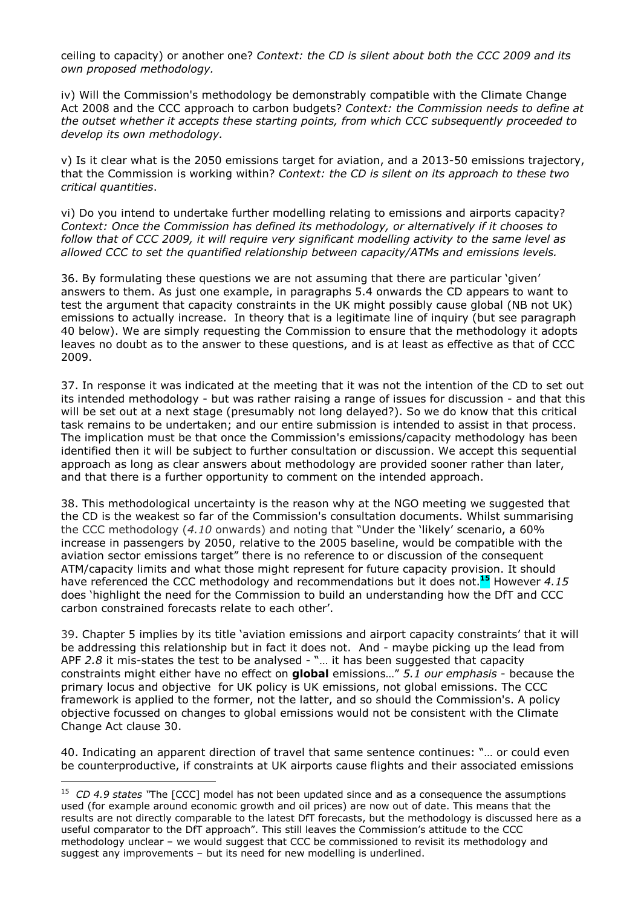ceiling to capacity) or another one? *Context: the CD is silent about both the CCC 2009 and its own proposed methodology.*

iv) Will the Commission's methodology be demonstrably compatible with the Climate Change Act 2008 and the CCC approach to carbon budgets? *Context: the Commission needs to define at the outset whether it accepts these starting points, from which CCC subsequently proceeded to develop its own methodology.*

v) Is it clear what is the 2050 emissions target for aviation, and a 2013-50 emissions trajectory, that the Commission is working within? *Context: the CD is silent on its approach to these two critical quantities*.

vi) Do you intend to undertake further modelling relating to emissions and airports capacity? *Context: Once the Commission has defined its methodology, or alternatively if it chooses to follow that of CCC 2009, it will require very significant modelling activity to the same level as allowed CCC to set the quantified relationship between capacity/ATMs and emissions levels.*

36. By formulating these questions we are not assuming that there are particular 'given' answers to them. As just one example, in paragraphs 5.4 onwards the CD appears to want to test the argument that capacity constraints in the UK might possibly cause global (NB not UK) emissions to actually increase. In theory that is a legitimate line of inquiry (but see paragraph 40 below). We are simply requesting the Commission to ensure that the methodology it adopts leaves no doubt as to the answer to these questions, and is at least as effective as that of CCC 2009.

37. In response it was indicated at the meeting that it was not the intention of the CD to set out its intended methodology - but was rather raising a range of issues for discussion - and that this will be set out at a next stage (presumably not long delayed?). So we do know that this critical task remains to be undertaken; and our entire submission is intended to assist in that process. The implication must be that once the Commission's emissions/capacity methodology has been identified then it will be subject to further consultation or discussion. We accept this sequential approach as long as clear answers about methodology are provided sooner rather than later, and that there is a further opportunity to comment on the intended approach.

38. This methodological uncertainty is the reason why at the NGO meeting we suggested that the CD is the weakest so far of the Commission's consultation documents. Whilst summarising the CCC methodology (*4.10* onwards) and noting that "Under the 'likely' scenario, a 60% increase in passengers by 2050, relative to the 2005 baseline, would be compatible with the aviation sector emissions target" there is no reference to or discussion of the consequent ATM/capacity limits and what those might represent for future capacity provision. It should have referenced the CCC methodology and recommendations but it does not.[15] However *4.15* does 'highlight the need for the Commission to build an understanding how the DfT and CCC carbon constrained forecasts relate to each other'.

39. Chapter 5 implies by its title 'aviation emissions and airport capacity constraints' that it will be addressing this relationship but in fact it does not. And - maybe picking up the lead from APF *2.8* it mis-states the test to be analysed - "… it has been suggested that capacity constraints might either have no effect on **global** emissions…" *5.1 our emphasis* - because the primary locus and objective for UK policy is UK emissions, not global emissions. The CCC framework is applied to the former, not the latter, and so should the Commission's. A policy objective focussed on changes to global emissions would not be consistent with the Climate Change Act clause 30.

40. Indicating an apparent direction of travel that same sentence continues: "… or could even be counterproductive, if constraints at UK airports cause flights and their associated emissions

---

[15] *CD 4.9 states* "The [CCC] model has not been updated since and as a consequence the assumptions used (for example around economic growth and oil prices) are now out of date. This means that the results are not directly comparable to the latest DfT forecasts, but the methodology is discussed here as a useful comparator to the DfT approach". This still leaves the Commission's attitude to the CCC methodology unclear – we would suggest that CCC be commissioned to revisit its methodology and suggest any improvements – but its need for new modelling is underlined.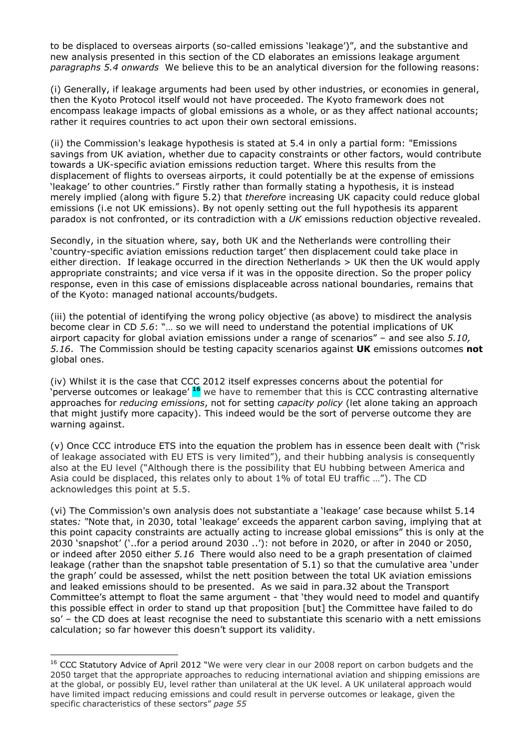to be displaced to overseas airports (so-called emissions 'leakage')", and the substantive and new analysis presented in this section of the CD elaborates an emissions leakage argument *paragraphs 5.4 onwards* We believe this to be an analytical diversion for the following reasons:

(i) Generally, if leakage arguments had been used by other industries, or economies in general, then the Kyoto Protocol itself would not have proceeded. The Kyoto framework does not encompass leakage impacts of global emissions as a whole, or as they affect national accounts; rather it requires countries to act upon their own sectoral emissions.

(ii) the Commission's leakage hypothesis is stated at 5.4 in only a partial form: "Emissions savings from UK aviation, whether due to capacity constraints or other factors, would contribute towards a UK-specific aviation emissions reduction target. Where this results from the displacement of flights to overseas airports, it could potentially be at the expense of emissions 'leakage' to other countries." Firstly rather than formally stating a hypothesis, it is instead merely implied (along with figure 5.2) that *therefore* increasing UK capacity could reduce global emissions (i.e not UK emissions). By not openly setting out the full hypothesis its apparent paradox is not confronted, or its contradiction with a *UK* emissions reduction objective revealed.

Secondly, in the situation where, say, both UK and the Netherlands were controlling their 'country-specific aviation emissions reduction target' then displacement could take place in either direction. If leakage occurred in the direction Netherlands > UK then the UK would apply appropriate constraints; and vice versa if it was in the opposite direction. So the proper policy response, even in this case of emissions displaceable across national boundaries, remains that of the Kyoto: managed national accounts/budgets.

(iii) the potential of identifying the wrong policy objective (as above) to misdirect the analysis become clear in CD *5.6*: "… so we will need to understand the potential implications of UK airport capacity for global aviation emissions under a range of scenarios" – and see also *5.10, 5.16*. The Commission should be testing capacity scenarios against **UK** emissions outcomes **not** global ones.

(iv) Whilst it is the case that CCC 2012 itself expresses concerns about the potential for 'perverse outcomes or leakage' [16] we have to remember that this is CCC contrasting alternative approaches for *reducing emissions*, not for setting *capacity policy* (let alone taking an approach that might justify more capacity). This indeed would be the sort of perverse outcome they are warning against.

(v) Once CCC introduce ETS into the equation the problem has in essence been dealt with ("risk of leakage associated with EU ETS is very limited"), and their hubbing analysis is consequently also at the EU level ("Although there is the possibility that EU hubbing between America and Asia could be displaced, this relates only to about 1% of total EU traffic …"). The CD acknowledges this point at 5.5.

(vi) The Commission's own analysis does not substantiate a 'leakage' case because whilst 5.14 states*: "*Note that, in 2030, total 'leakage' exceeds the apparent carbon saving, implying that at this point capacity constraints are actually acting to increase global emissions" this is only at the 2030 'snapshot' ('..for a period around 2030 ..'): not before in 2020, or after in 2040 or 2050, or indeed after 2050 either *5.16* There would also need to be a graph presentation of claimed leakage (rather than the snapshot table presentation of 5.1) so that the cumulative area 'under the graph' could be assessed, whilst the nett position between the total UK aviation emissions and leaked emissions should to be presented. As we said in para.32 about the Transport Committee's attempt to float the same argument - that 'they would need to model and quantify this possible effect in order to stand up that proposition [but] the Committee have failed to do so' – the CD does at least recognise the need to substantiate this scenario with a nett emissions calculation; so far however this doesn't support its validity.

---

[16] CCC Statutory Advice of April 2012 "We were very clear in our 2008 report on carbon budgets and the 2050 target that the appropriate approaches to reducing international aviation and shipping emissions are at the global, or possibly EU, level rather than unilateral at the UK level. A UK unilateral approach would have limited impact reducing emissions and could result in perverse outcomes or leakage, given the specific characteristics of these sectors" *page 55*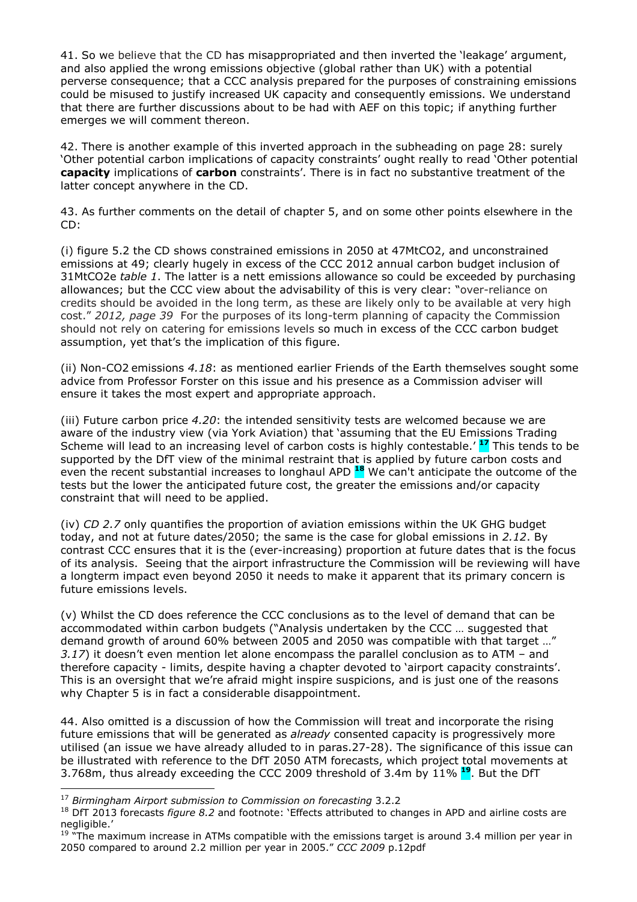41. So we believe that the CD has misappropriated and then inverted the 'leakage' argument, and also applied the wrong emissions objective (global rather than UK) with a potential perverse consequence; that a CCC analysis prepared for the purposes of constraining emissions could be misused to justify increased UK capacity and consequently emissions. We understand that there are further discussions about to be had with AEF on this topic; if anything further emerges we will comment thereon.

42. There is another example of this inverted approach in the subheading on page 28: surely 'Other potential carbon implications of capacity constraints' ought really to read 'Other potential **capacity** implications of **carbon** constraints'. There is in fact no substantive treatment of the latter concept anywhere in the CD.

43. As further comments on the detail of chapter 5, and on some other points elsewhere in the CD:

(i) figure 5.2 the CD shows constrained emissions in 2050 at $47MtCO_2$, and unconstrained emissions at 49; clearly hugely in excess of the CCC 2012 annual carbon budget inclusion of $31MtCO_2e$ *table 1*. The latter is a nett emissions allowance so could be exceeded by purchasing allowances; but the CCC view about the advisability of this is very clear: "over-reliance on credits should be avoided in the long term, as these are likely only to be available at very high cost." *2012, page 39* For the purposes of its long-term planning of capacity the Commission should not rely on catering for emissions levels so much in excess of the CCC carbon budget assumption, yet that's the implication of this figure.

(ii) Non-$CO_2$ emissions *4.18*: as mentioned earlier Friends of the Earth themselves sought some advice from Professor Forster on this issue and his presence as a Commission adviser will ensure it takes the most expert and appropriate approach.

(iii) Future carbon price *4.20*: the intended sensitivity tests are welcomed because we are aware of the industry view (via York Aviation) that 'assuming that the EU Emissions Trading Scheme will lead to an increasing level of carbon costs is highly contestable.' [17] This tends to be supported by the DfT view of the minimal restraint that is applied by future carbon costs and even the recent substantial increases to longhaul APD [18] We can't anticipate the outcome of the tests but the lower the anticipated future cost, the greater the emissions and/or capacity constraint that will need to be applied.

(iv) *CD 2.7* only quantifies the proportion of aviation emissions within the UK GHG budget today, and not at future dates/2050; the same is the case for global emissions in *2.12*. By contrast CCC ensures that it is the (ever-increasing) proportion at future dates that is the focus of its analysis. Seeing that the airport infrastructure the Commission will be reviewing will have a longterm impact even beyond 2050 it needs to make it apparent that its primary concern is future emissions levels.

(v) Whilst the CD does reference the CCC conclusions as to the level of demand that can be accommodated within carbon budgets ("Analysis undertaken by the CCC … suggested that demand growth of around 60% between 2005 and 2050 was compatible with that target …" *3.17*) it doesn't even mention let alone encompass the parallel conclusion as to ATM – and therefore capacity - limits, despite having a chapter devoted to 'airport capacity constraints'. This is an oversight that we're afraid might inspire suspicions, and is just one of the reasons why Chapter 5 is in fact a considerable disappointment.

44. Also omitted is a discussion of how the Commission will treat and incorporate the rising future emissions that will be generated as *already* consented capacity is progressively more utilised (an issue we have already alluded to in paras.27-28). The significance of this issue can be illustrated with reference to the DfT 2050 ATM forecasts, which project total movements at 3.768m, thus already exceeding the CCC 2009 threshold of 3.4m by 11% [19]. But the DfT

---

[17] *Birmingham Airport submission to Commission on forecasting* 3.2.2

[18] DfT 2013 forecasts *figure 8.2* and footnote: 'Effects attributed to changes in APD and airline costs are negligible.'

[19] "The maximum increase in ATMs compatible with the emissions target is around 3.4 million per year in 2050 compared to around 2.2 million per year in 2005." *CCC 2009* p.12pdf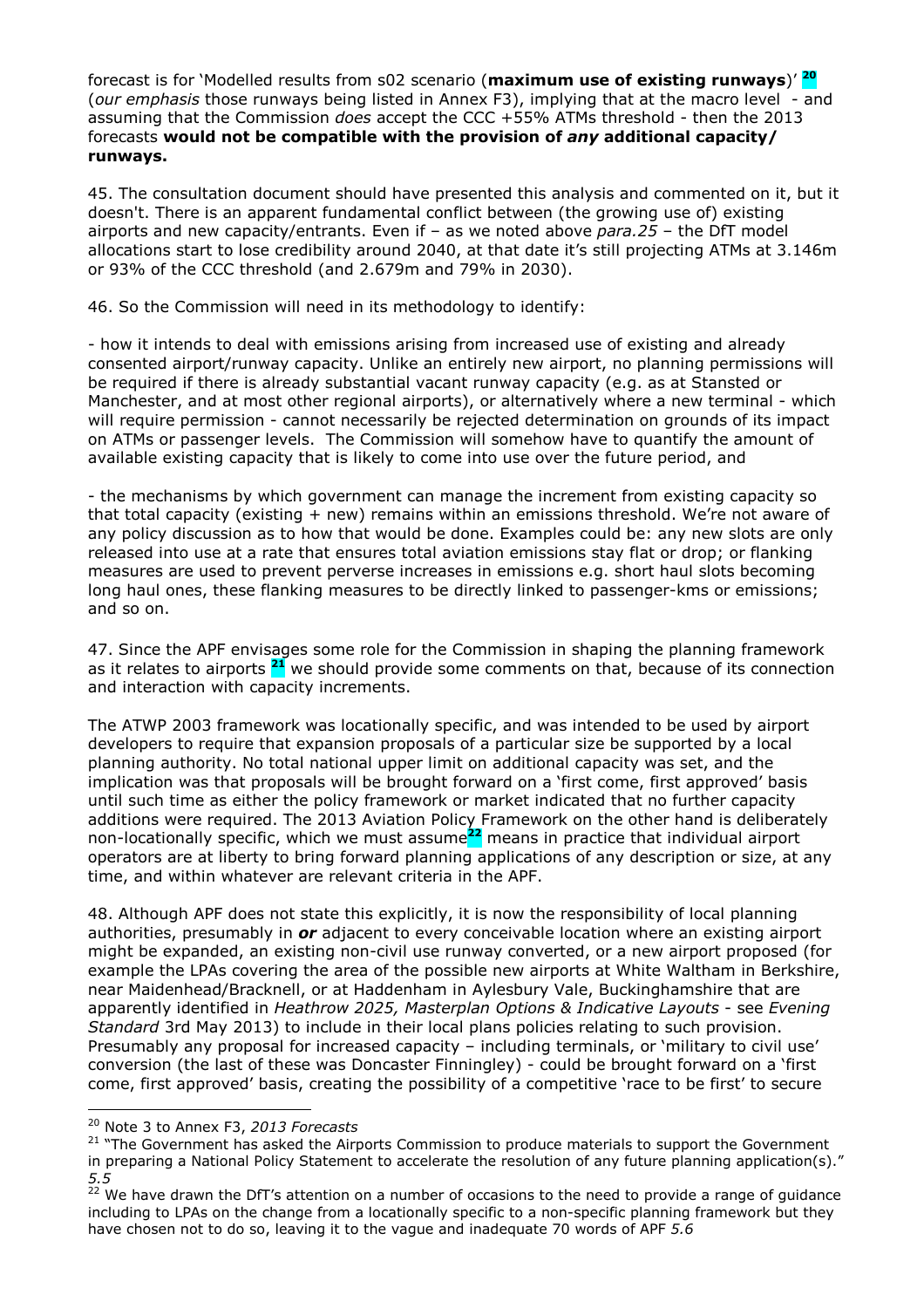forecast is for 'Modelled results from s02 scenario (**maximum use of existing runways**)' [20] (*our emphasis* those runways being listed in Annex F3), implying that at the macro level - and assuming that the Commission *does* accept the CCC +55% ATMs threshold - then the 2013 forecasts **would not be compatible with the provision of *any* additional capacity/ runways.**

45. The consultation document should have presented this analysis and commented on it, but it doesn't. There is an apparent fundamental conflict between (the growing use of) existing airports and new capacity/entrants. Even if – as we noted above *para.25* – the DfT model allocations start to lose credibility around 2040, at that date it's still projecting ATMs at 3.146m or 93% of the CCC threshold (and 2.679m and 79% in 2030).

46. So the Commission will need in its methodology to identify:

- how it intends to deal with emissions arising from increased use of existing and already consented airport/runway capacity. Unlike an entirely new airport, no planning permissions will be required if there is already substantial vacant runway capacity (e.g. as at Stansted or Manchester, and at most other regional airports), or alternatively where a new terminal - which will require permission - cannot necessarily be rejected determination on grounds of its impact on ATMs or passenger levels. The Commission will somehow have to quantify the amount of available existing capacity that is likely to come into use over the future period, and

- the mechanisms by which government can manage the increment from existing capacity so that total capacity (existing + new) remains within an emissions threshold. We're not aware of any policy discussion as to how that would be done. Examples could be: any new slots are only released into use at a rate that ensures total aviation emissions stay flat or drop; or flanking measures are used to prevent perverse increases in emissions e.g. short haul slots becoming long haul ones, these flanking measures to be directly linked to passenger-kms or emissions; and so on.

47. Since the APF envisages some role for the Commission in shaping the planning framework as it relates to airports [21] we should provide some comments on that, because of its connection and interaction with capacity increments.

The ATWP 2003 framework was locationally specific, and was intended to be used by airport developers to require that expansion proposals of a particular size be supported by a local planning authority. No total national upper limit on additional capacity was set, and the implication was that proposals will be brought forward on a 'first come, first approved' basis until such time as either the policy framework or market indicated that no further capacity additions were required. The 2013 Aviation Policy Framework on the other hand is deliberately non-locationally specific, which we must assume[22] means in practice that individual airport operators are at liberty to bring forward planning applications of any description or size, at any time, and within whatever are relevant criteria in the APF.

48. Although APF does not state this explicitly, it is now the responsibility of local planning authorities, presumably in ***or*** adjacent to every conceivable location where an existing airport might be expanded, an existing non-civil use runway converted, or a new airport proposed (for example the LPAs covering the area of the possible new airports at White Waltham in Berkshire, near Maidenhead/Bracknell, or at Haddenham in Aylesbury Vale, Buckinghamshire that are apparently identified in *Heathrow 2025, Masterplan Options & Indicative Layouts* - see *Evening Standard* 3rd May 2013) to include in their local plans policies relating to such provision. Presumably any proposal for increased capacity – including terminals, or 'military to civil use' conversion (the last of these was Doncaster Finningley) - could be brought forward on a 'first come, first approved' basis, creating the possibility of a competitive 'race to be first' to secure

---

[20] Note 3 to Annex F3, *2013 Forecasts*

[21] "The Government has asked the Airports Commission to produce materials to support the Government in preparing a National Policy Statement to accelerate the resolution of any future planning application(s)." *5.5*

[22] We have drawn the DfT's attention on a number of occasions to the need to provide a range of guidance including to LPAs on the change from a locationally specific to a non-specific planning framework but they have chosen not to do so, leaving it to the vague and inadequate 70 words of APF *5.6*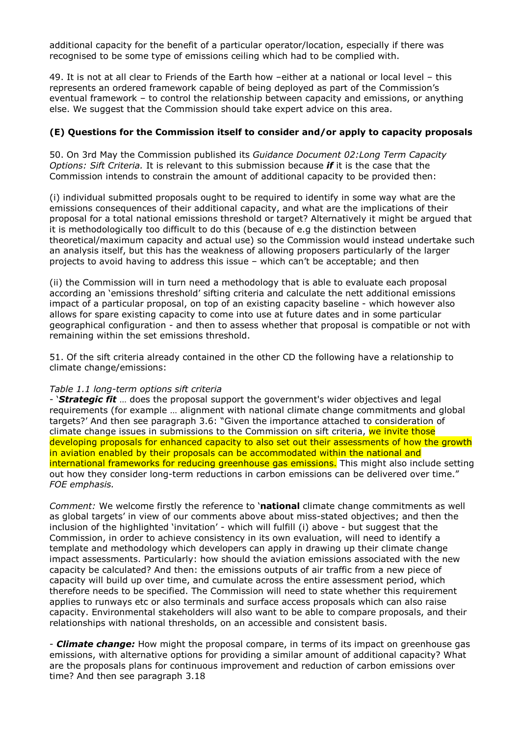additional capacity for the benefit of a particular operator/location, especially if there was recognised to be some type of emissions ceiling which had to be complied with.

49. It is not at all clear to Friends of the Earth how –either at a national or local level – this represents an ordered framework capable of being deployed as part of the Commission's eventual framework – to control the relationship between capacity and emissions, or anything else. We suggest that the Commission should take expert advice on this area.

### (E) Questions for the Commission itself to consider and/or apply to capacity proposals

50. On 3rd May the Commission published its *Guidance Document 02:Long Term Capacity Options: Sift Criteria.* It is relevant to this submission because ***if*** it is the case that the Commission intends to constrain the amount of additional capacity to be provided then:

(i) individual submitted proposals ought to be required to identify in some way what are the emissions consequences of their additional capacity, and what are the implications of their proposal for a total national emissions threshold or target? Alternatively it might be argued that it is methodologically too difficult to do this (because of e.g the distinction between theoretical/maximum capacity and actual use) so the Commission would instead undertake such an analysis itself, but this has the weakness of allowing proposers particularly of the larger projects to avoid having to address this issue – which can't be acceptable; and then

(ii) the Commission will in turn need a methodology that is able to evaluate each proposal according an 'emissions threshold' sifting criteria and calculate the nett additional emissions impact of a particular proposal, on top of an existing capacity baseline - which however also allows for spare existing capacity to come into use at future dates and in some particular geographical configuration - and then to assess whether that proposal is compatible or not with remaining within the set emissions threshold.

51. Of the sift criteria already contained in the other CD the following have a relationship to climate change/emissions:

*Table 1.1 long-term options sift criteria*

- '***Strategic fit*** … does the proposal support the government's wider objectives and legal requirements (for example … alignment with national climate change commitments and global targets?' And then see paragraph 3.6: "Given the importance attached to consideration of climate change issues in submissions to the Commission on sift criteria, we invite those developing proposals for enhanced capacity to also set out their assessments of how the growth in aviation enabled by their proposals can be accommodated within the national and international frameworks for reducing greenhouse gas emissions. This might also include setting out how they consider long-term reductions in carbon emissions can be delivered over time." *FOE emphasis.*

*Comment:* We welcome firstly the reference to '**national** climate change commitments as well as global targets' in view of our comments above about miss-stated objectives; and then the inclusion of the highlighted 'invitation' - which will fulfill (i) above - but suggest that the Commission, in order to achieve consistency in its own evaluation, will need to identify a template and methodology which developers can apply in drawing up their climate change impact assessments. Particularly: how should the aviation emissions associated with the new capacity be calculated? And then: the emissions outputs of air traffic from a new piece of capacity will build up over time, and cumulate across the entire assessment period, which therefore needs to be specified. The Commission will need to state whether this requirement applies to runways etc or also terminals and surface access proposals which can also raise capacity. Environmental stakeholders will also want to be able to compare proposals, and their relationships with national thresholds, on an accessible and consistent basis.

- ***Climate change:*** How might the proposal compare, in terms of its impact on greenhouse gas emissions, with alternative options for providing a similar amount of additional capacity? What are the proposals plans for continuous improvement and reduction of carbon emissions over time? And then see paragraph 3.18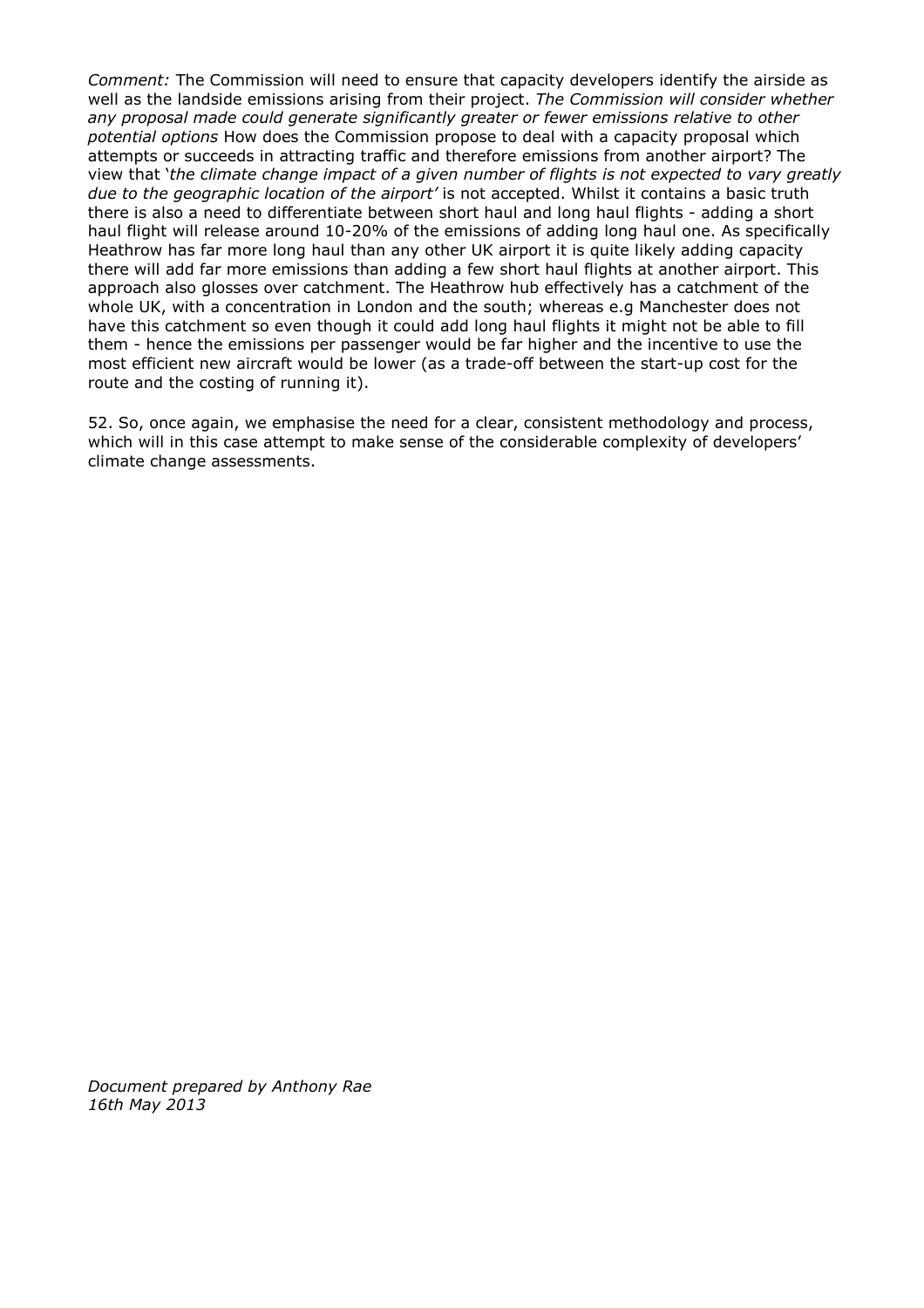*Comment:* The Commission will need to ensure that capacity developers identify the airside as well as the landside emissions arising from their project. *The Commission will consider whether any proposal made could generate significantly greater or fewer emissions relative to other potential options* How does the Commission propose to deal with a capacity proposal which attempts or succeeds in attracting traffic and therefore emissions from another airport? The view that '*the climate change impact of a given number of flights is not expected to vary greatly due to the geographic location of the airport'* is not accepted. Whilst it contains a basic truth there is also a need to differentiate between short haul and long haul flights - adding a short haul flight will release around 10-20% of the emissions of adding long haul one. As specifically Heathrow has far more long haul than any other UK airport it is quite likely adding capacity there will add far more emissions than adding a few short haul flights at another airport. This approach also glosses over catchment. The Heathrow hub effectively has a catchment of the whole UK, with a concentration in London and the south; whereas e.g Manchester does not have this catchment so even though it could add long haul flights it might not be able to fill them - hence the emissions per passenger would be far higher and the incentive to use the most efficient new aircraft would be lower (as a trade-off between the start-up cost for the route and the costing of running it).

52. So, once again, we emphasise the need for a clear, consistent methodology and process, which will in this case attempt to make sense of the considerable complexity of developers' climate change assessments.

*Document prepared by Anthony Rae*
*16th May 2013*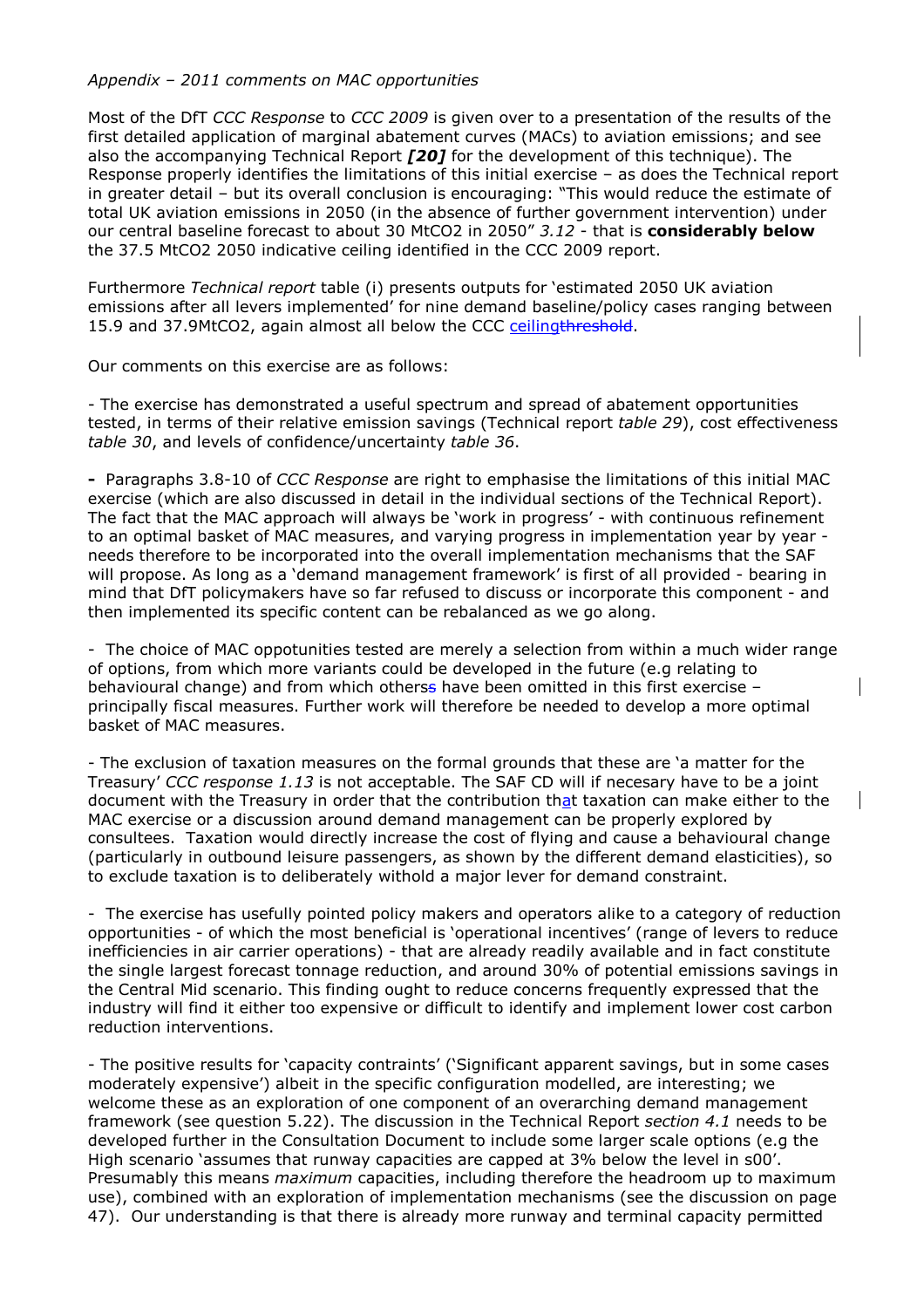*Appendix – 2011 comments on MAC opportunities*

Most of the DfT *CCC Response* to *CCC 2009* is given over to a presentation of the results of the first detailed application of marginal abatement curves (MACs) to aviation emissions; and see also the accompanying Technical Report ***[20]*** for the development of this technique). The Response properly identifies the limitations of this initial exercise – as does the Technical report in greater detail – but its overall conclusion is encouraging: "This would reduce the estimate of total UK aviation emissions in 2050 (in the absence of further government intervention) under our central baseline forecast to about 30 MtCO2 in 2050" *3.12* - that is **considerably below** the 37.5 MtCO2 2050 indicative ceiling identified in the CCC 2009 report.

Furthermore *Technical report* table (i) presents outputs for 'estimated 2050 UK aviation emissions after all levers implemented' for nine demand baseline/policy cases ranging between 15.9 and 37.9MtCO2, again almost all below the CCC ceiling~~threshold~~.

Our comments on this exercise are as follows:

- The exercise has demonstrated a useful spectrum and spread of abatement opportunities tested, in terms of their relative emission savings (Technical report *table 29*), cost effectiveness *table 30*, and levels of confidence/uncertainty *table 36*.

**-** Paragraphs 3.8-10 of *CCC Response* are right to emphasise the limitations of this initial MAC exercise (which are also discussed in detail in the individual sections of the Technical Report). The fact that the MAC approach will always be 'work in progress' - with continuous refinement to an optimal basket of MAC measures, and varying progress in implementation year by year - needs therefore to be incorporated into the overall implementation mechanisms that the SAF will propose. As long as a 'demand management framework' is first of all provided - bearing in mind that DfT policymakers have so far refused to discuss or incorporate this component - and then implemented its specific content can be rebalanced as we go along.

- The choice of MAC oppotunities tested are merely a selection from within a much wider range of options, from which more variants could be developed in the future (e.g relating to behavioural change) and from which otherss have been omitted in this first exercise – principally fiscal measures. Further work will therefore be needed to develop a more optimal basket of MAC measures.

- The exclusion of taxation measures on the formal grounds that these are 'a matter for the Treasury' *CCC response 1.13* is not acceptable. The SAF CD will if necesary have to be a joint document with the Treasury in order that the contribution that taxation can make either to the MAC exercise or a discussion around demand management can be properly explored by consultees. Taxation would directly increase the cost of flying and cause a behavioural change (particularly in outbound leisure passengers, as shown by the different demand elasticities), so to exclude taxation is to deliberately withold a major lever for demand constraint.

- The exercise has usefully pointed policy makers and operators alike to a category of reduction opportunities - of which the most beneficial is 'operational incentives' (range of levers to reduce inefficiencies in air carrier operations) - that are already readily available and in fact constitute the single largest forecast tonnage reduction, and around 30% of potential emissions savings in the Central Mid scenario. This finding ought to reduce concerns frequently expressed that the industry will find it either too expensive or difficult to identify and implement lower cost carbon reduction interventions.

- The positive results for 'capacity contraints' ('Significant apparent savings, but in some cases moderately expensive') albeit in the specific configuration modelled, are interesting; we welcome these as an exploration of one component of an overarching demand management framework (see question 5.22). The discussion in the Technical Report *section 4.1* needs to be developed further in the Consultation Document to include some larger scale options (e.g the High scenario 'assumes that runway capacities are capped at 3% below the level in s00'. Presumably this means *maximum* capacities, including therefore the headroom up to maximum use), combined with an exploration of implementation mechanisms (see the discussion on page 47). Our understanding is that there is already more runway and terminal capacity permitted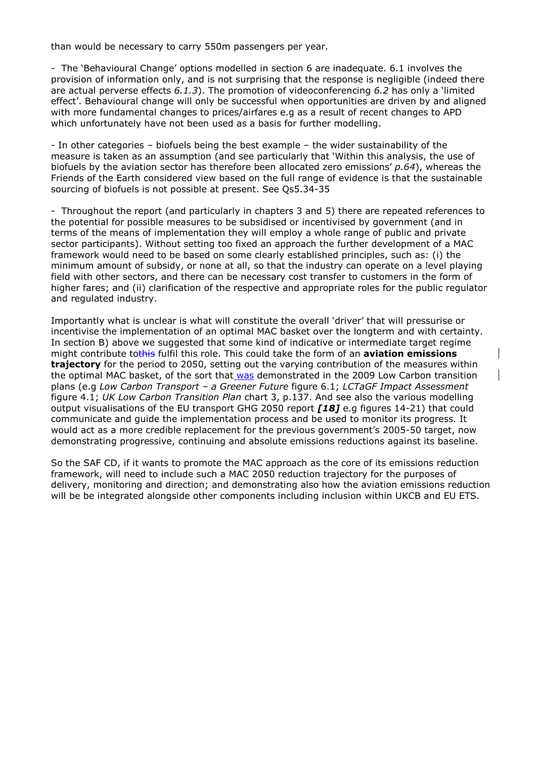than would be necessary to carry 550m passengers per year.

- The 'Behavioural Change' options modelled in section 6 are inadequate. 6.1 involves the provision of information only, and is not surprising that the response is negligible (indeed there are actual perverse effects *6.1.3*). The promotion of videoconferencing *6.2* has only a 'limited effect'. Behavioural change will only be successful when opportunities are driven by and aligned with more fundamental changes to prices/airfares e.g as a result of recent changes to APD which unfortunately have not been used as a basis for further modelling.

- In other categories – biofuels being the best example – the wider sustainability of the measure is taken as an assumption (and see particularly that 'Within this analysis, the use of biofuels by the aviation sector has therefore been allocated zero emissions' *p.64*), whereas the Friends of the Earth considered view based on the full range of evidence is that the sustainable sourcing of biofuels is not possible at present. See Qs5.34-35

- Throughout the report (and particularly in chapters 3 and 5) there are repeated references to the potential for possible measures to be subsidised or incentivised by government (and in terms of the means of implementation they will employ a whole range of public and private sector participants). Without setting too fixed an approach the further development of a MAC framework would need to be based on some clearly established principles, such as: (i) the minimum amount of subsidy, or none at all, so that the industry can operate on a level playing field with other sectors, and there can be necessary cost transfer to customers in the form of higher fares; and (ii) clarification of the respective and appropriate roles for the public regulator and regulated industry.

Importantly what is unclear is what will constitute the overall 'driver' that will pressurise or incentivise the implementation of an optimal MAC basket over the longterm and with certainty. In section B) above we suggested that some kind of indicative or intermediate target regime might contribute tothis fulfil this role. This could take the form of an **aviation emissions trajectory** for the period to 2050, setting out the varying contribution of the measures within the optimal MAC basket, of the sort that was demonstrated in the 2009 Low Carbon transition plans (e.g *Low Carbon Transport – a Greener Future* figure 6.1; *LCTaGF Impact Assessment* figure 4.1; *UK Low Carbon Transition Plan* chart 3, p.137. And see also the various modelling output visualisations of the EU transport GHG 2050 report ***[18]*** e.g figures 14-21) that could communicate and guide the implementation process and be used to monitor its progress. It would act as a more credible replacement for the previous government's 2005-50 target, now demonstrating progressive, continuing and absolute emissions reductions against its baseline.

So the SAF CD, if it wants to promote the MAC approach as the core of its emissions reduction framework, will need to include such a MAC 2050 reduction trajectory for the purposes of delivery, monitoring and direction; and demonstrating also how the aviation emissions reduction will be be integrated alongside other components including inclusion within UKCB and EU ETS.